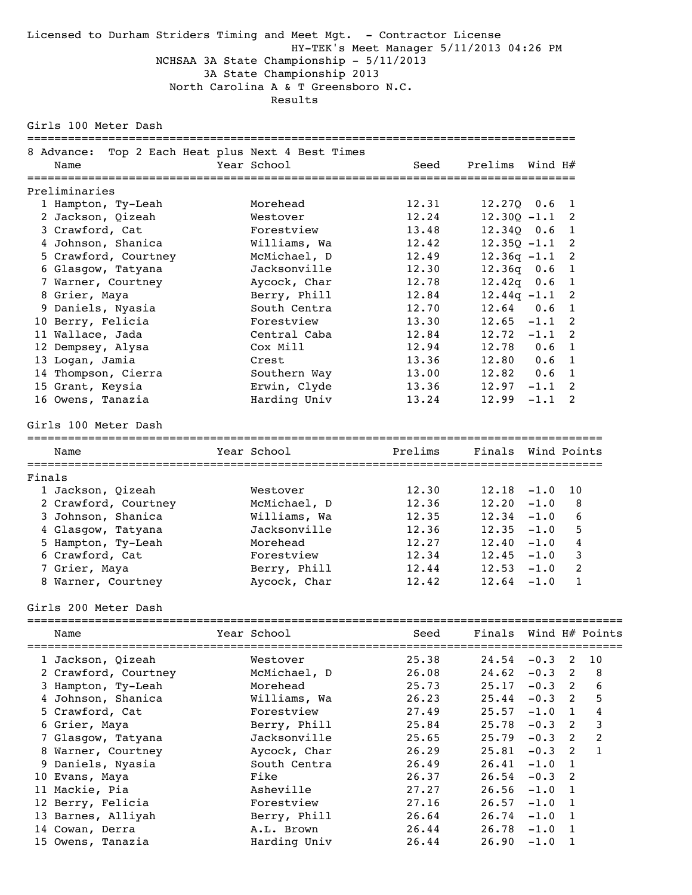Licensed to Durham Striders Timing and Meet Mgt. - Contractor License

HY-TEK's Meet Manager 5/11/2013 04:26 PM

# NCHSAA 3A State Championship - 5/11/2013

## 3A State Championship 2013

North Carolina A & T Greensboro N.C.

Results

### Girls 100 Meter Dash

8 Advance: Top 2 Each Heat plus Next 4 Best Times

**Preliminaries**

| Place | Name | Year | School | Seed | Prelims | Wind | H# |
|---|---|---|---|---|---|---|---|
| 1 | Hampton, Ty-Leah | | Morehead | 12.31 | 12.27Q | 0.6 | 1 |
| 2 | Jackson, Qizeah | | Westover | 12.24 | 12.30Q | -1.1 | 2 |
| 3 | Crawford, Cat | | Forestview | 13.48 | 12.34Q | 0.6 | 1 |
| 4 | Johnson, Shanica | | Williams, Wa | 12.42 | 12.35Q | -1.1 | 2 |
| 5 | Crawford, Courtney | | McMichael, D | 12.49 | 12.36q | -1.1 | 2 |
| 6 | Glasgow, Tatyana | | Jacksonville | 12.30 | 12.36q | 0.6 | 1 |
| 7 | Warner, Courtney | | Aycock, Char | 12.78 | 12.42q | 0.6 | 1 |
| 8 | Grier, Maya | | Berry, Phill | 12.84 | 12.44q | -1.1 | 2 |
| 9 | Daniels, Nyasia | | South Centra | 12.70 | 12.64 | 0.6 | 1 |
| 10 | Berry, Felicia | | Forestview | 13.30 | 12.65 | -1.1 | 2 |
| 11 | Wallace, Jada | | Central Caba | 12.84 | 12.72 | -1.1 | 2 |
| 12 | Dempsey, Alysa | | Cox Mill | 12.94 | 12.78 | 0.6 | 1 |
| 13 | Logan, Jamia | | Crest | 13.36 | 12.80 | 0.6 | 1 |
| 14 | Thompson, Cierra | | Southern Way | 13.00 | 12.82 | 0.6 | 1 |
| 15 | Grant, Keysia | | Erwin, Clyde | 13.36 | 12.97 | -1.1 | 2 |
| 16 | Owens, Tanazia | | Harding Univ | 13.24 | 12.99 | -1.1 | 2 |

### Girls 100 Meter Dash

**Finals**

| Place | Name | Year | School | Prelims | Finals | Wind | Points |
|---|---|---|---|---|---|---|---|
| 1 | Jackson, Qizeah | | Westover | 12.30 | 12.18 | -1.0 | 10 |
| 2 | Crawford, Courtney | | McMichael, D | 12.36 | 12.20 | -1.0 | 8 |
| 3 | Johnson, Shanica | | Williams, Wa | 12.35 | 12.34 | -1.0 | 6 |
| 4 | Glasgow, Tatyana | | Jacksonville | 12.36 | 12.35 | -1.0 | 5 |
| 5 | Hampton, Ty-Leah | | Morehead | 12.27 | 12.40 | -1.0 | 4 |
| 6 | Crawford, Cat | | Forestview | 12.34 | 12.45 | -1.0 | 3 |
| 7 | Grier, Maya | | Berry, Phill | 12.44 | 12.53 | -1.0 | 2 |
| 8 | Warner, Courtney | | Aycock, Char | 12.42 | 12.64 | -1.0 | 1 |

### Girls 200 Meter Dash

| Place | Name | Year | School | Seed | Finals | Wind | H# | Points |
|---|---|---|---|---|---|---|---|---|
| 1 | Jackson, Qizeah | | Westover | 25.38 | 24.54 | -0.3 | 2 | 10 |
| 2 | Crawford, Courtney | | McMichael, D | 26.08 | 24.62 | -0.3 | 2 | 8 |
| 3 | Hampton, Ty-Leah | | Morehead | 25.73 | 25.17 | -0.3 | 2 | 6 |
| 4 | Johnson, Shanica | | Williams, Wa | 26.23 | 25.44 | -0.3 | 2 | 5 |
| 5 | Crawford, Cat | | Forestview | 27.49 | 25.57 | -1.0 | 1 | 4 |
| 6 | Grier, Maya | | Berry, Phill | 25.84 | 25.78 | -0.3 | 2 | 3 |
| 7 | Glasgow, Tatyana | | Jacksonville | 25.65 | 25.79 | -0.3 | 2 | 2 |
| 8 | Warner, Courtney | | Aycock, Char | 26.29 | 25.81 | -0.3 | 2 | 1 |
| 9 | Daniels, Nyasia | | South Centra | 26.49 | 26.41 | -1.0 | 1 | |
| 10 | Evans, Maya | | Fike | 26.37 | 26.54 | -0.3 | 2 | |
| 11 | Mackie, Pia | | Asheville | 27.27 | 26.56 | -1.0 | 1 | |
| 12 | Berry, Felicia | | Forestview | 27.16 | 26.57 | -1.0 | 1 | |
| 13 | Barnes, Alliyah | | Berry, Phill | 26.64 | 26.74 | -1.0 | 1 | |
| 14 | Cowan, Derra | | A.L. Brown | 26.44 | 26.78 | -1.0 | 1 | |
| 15 | Owens, Tanazia | | Harding Univ | 26.44 | 26.90 | -1.0 | 1 | |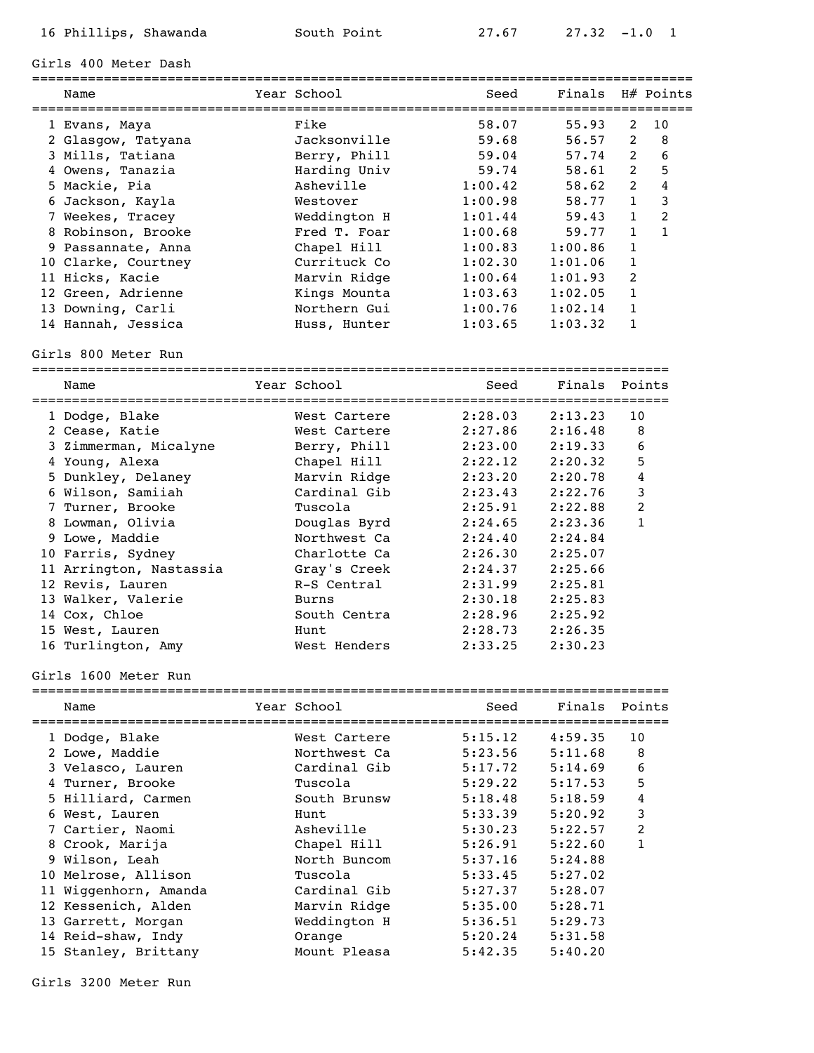| | Name | Year | School | Seed | Finals | Wind | H# |
|---|---|---|---|---|---|---|---|
| 16 | Phillips, Shawanda | | South Point | 27.67 | 27.32 | -1.0 | 1 |

## Girls 400 Meter Dash

| | Name | Year | School | Seed | Finals | H# | Points |
|---|---|---|---|---|---|---|---|
| 1 | Evans, Maya | | Fike | 58.07 | 55.93 | 2 | 10 |
| 2 | Glasgow, Tatyana | | Jacksonville | 59.68 | 56.57 | 2 | 8 |
| 3 | Mills, Tatiana | | Berry, Phill | 59.04 | 57.74 | 2 | 6 |
| 4 | Owens, Tanazia | | Harding Univ | 59.74 | 58.61 | 2 | 5 |
| 5 | Mackie, Pia | | Asheville | 1:00.42 | 58.62 | 2 | 4 |
| 6 | Jackson, Kayla | | Westover | 1:00.98 | 58.77 | 1 | 3 |
| 7 | Weekes, Tracey | | Weddington H | 1:01.44 | 59.43 | 1 | 2 |
| 8 | Robinson, Brooke | | Fred T. Foar | 1:00.68 | 59.77 | 1 | 1 |
| 9 | Passannate, Anna | | Chapel Hill | 1:00.83 | 1:00.86 | 1 | |
| 10 | Clarke, Courtney | | Currituck Co | 1:02.30 | 1:01.06 | 1 | |
| 11 | Hicks, Kacie | | Marvin Ridge | 1:00.64 | 1:01.93 | 2 | |
| 12 | Green, Adrienne | | Kings Mounta | 1:03.63 | 1:02.05 | 1 | |
| 13 | Downing, Carli | | Northern Gui | 1:00.76 | 1:02.14 | 1 | |
| 14 | Hannah, Jessica | | Huss, Hunter | 1:03.65 | 1:03.32 | 1 | |

## Girls 800 Meter Run

| | Name | Year | School | Seed | Finals | Points |
|---|---|---|---|---|---|---|
| 1 | Dodge, Blake | | West Cartere | 2:28.03 | 2:13.23 | 10 |
| 2 | Cease, Katie | | West Cartere | 2:27.86 | 2:16.48 | 8 |
| 3 | Zimmerman, Micalyne | | Berry, Phill | 2:23.00 | 2:19.33 | 6 |
| 4 | Young, Alexa | | Chapel Hill | 2:22.12 | 2:20.32 | 5 |
| 5 | Dunkley, Delaney | | Marvin Ridge | 2:23.20 | 2:20.78 | 4 |
| 6 | Wilson, Samiiah | | Cardinal Gib | 2:23.43 | 2:22.76 | 3 |
| 7 | Turner, Brooke | | Tuscola | 2:25.91 | 2:22.88 | 2 |
| 8 | Lowman, Olivia | | Douglas Byrd | 2:24.65 | 2:23.36 | 1 |
| 9 | Lowe, Maddie | | Northwest Ca | 2:24.40 | 2:24.84 | |
| 10 | Farris, Sydney | | Charlotte Ca | 2:26.30 | 2:25.07 | |
| 11 | Arrington, Nastassia | | Gray's Creek | 2:24.37 | 2:25.66 | |
| 12 | Revis, Lauren | | R-S Central | 2:31.99 | 2:25.81 | |
| 13 | Walker, Valerie | | Burns | 2:30.18 | 2:25.83 | |
| 14 | Cox, Chloe | | South Centra | 2:28.96 | 2:25.92 | |
| 15 | West, Lauren | | Hunt | 2:28.73 | 2:26.35 | |
| 16 | Turlington, Amy | | West Henders | 2:33.25 | 2:30.23 | |

## Girls 1600 Meter Run

| | Name | Year | School | Seed | Finals | Points |
|---|---|---|---|---|---|---|
| 1 | Dodge, Blake | | West Cartere | 5:15.12 | 4:59.35 | 10 |
| 2 | Lowe, Maddie | | Northwest Ca | 5:23.56 | 5:11.68 | 8 |
| 3 | Velasco, Lauren | | Cardinal Gib | 5:17.72 | 5:14.69 | 6 |
| 4 | Turner, Brooke | | Tuscola | 5:29.22 | 5:17.53 | 5 |
| 5 | Hilliard, Carmen | | South Brunsw | 5:18.48 | 5:18.59 | 4 |
| 6 | West, Lauren | | Hunt | 5:33.39 | 5:20.92 | 3 |
| 7 | Cartier, Naomi | | Asheville | 5:30.23 | 5:22.57 | 2 |
| 8 | Crook, Marija | | Chapel Hill | 5:26.91 | 5:22.60 | 1 |
| 9 | Wilson, Leah | | North Buncom | 5:37.16 | 5:24.88 | |
| 10 | Melrose, Allison | | Tuscola | 5:33.45 | 5:27.02 | |
| 11 | Wiggenhorn, Amanda | | Cardinal Gib | 5:27.37 | 5:28.07 | |
| 12 | Kessenich, Alden | | Marvin Ridge | 5:35.00 | 5:28.71 | |
| 13 | Garrett, Morgan | | Weddington H | 5:36.51 | 5:29.73 | |
| 14 | Reid-shaw, Indy | | Orange | 5:20.24 | 5:31.58 | |
| 15 | Stanley, Brittany | | Mount Pleasa | 5:42.35 | 5:40.20 | |

## Girls 3200 Meter Run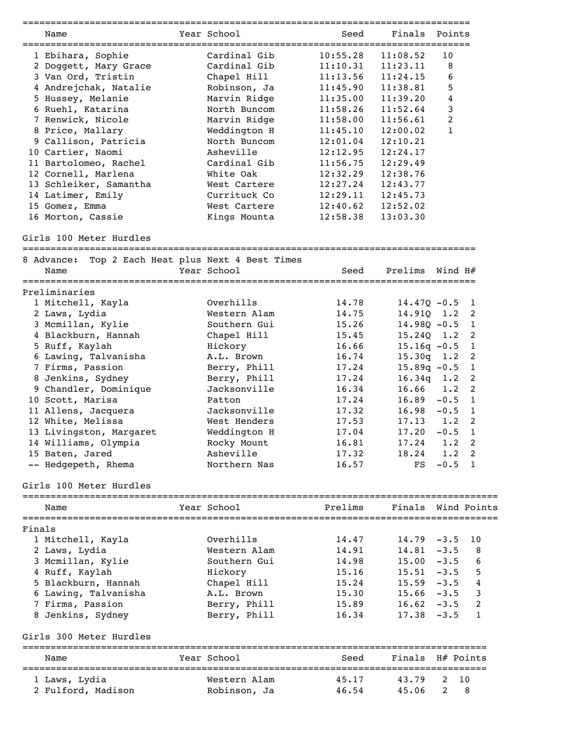| | Name | Year | School | Seed | Finals | Points |
|---|---|---|---|---|---|---|
| 1 | Ebihara, Sophie | | Cardinal Gib | 10:55.28 | 11:08.52 | 10 |
| 2 | Doggett, Mary Grace | | Cardinal Gib | 11:10.31 | 11:23.11 | 8 |
| 3 | Van Ord, Tristin | | Chapel Hill | 11:13.56 | 11:24.15 | 6 |
| 4 | Andrejchak, Natalie | | Robinson, Ja | 11:45.90 | 11:38.81 | 5 |
| 5 | Hussey, Melanie | | Marvin Ridge | 11:35.00 | 11:39.20 | 4 |
| 6 | Ruehl, Katarina | | North Buncom | 11:58.26 | 11:52.64 | 3 |
| 7 | Renwick, Nicole | | Marvin Ridge | 11:58.00 | 11:56.61 | 2 |
| 8 | Price, Mallary | | Weddington H | 11:45.10 | 12:00.02 | 1 |
| 9 | Callison, Patricia | | North Buncom | 12:01.04 | 12:10.21 | |
| 10 | Cartier, Naomi | | Asheville | 12:12.95 | 12:24.17 | |
| 11 | Bartolomeo, Rachel | | Cardinal Gib | 11:56.75 | 12:29.49 | |
| 12 | Cornell, Marlena | | White Oak | 12:32.29 | 12:38.76 | |
| 13 | Schleiker, Samantha | | West Cartere | 12:27.24 | 12:43.77 | |
| 14 | Latimer, Emily | | Currituck Co | 12:29.11 | 12:45.73 | |
| 15 | Gomez, Emma | | West Cartere | 12:40.62 | 12:52.02 | |
| 16 | Morton, Cassie | | Kings Mounta | 12:58.38 | 13:03.30 | |

## Girls 100 Meter Hurdles

8 Advance: Top 2 Each Heat plus Next 4 Best Times

Preliminaries

| | Name | Year | School | Seed | Prelims | | Wind | H# |
|---|---|---|---|---|---|---|---|---|
| 1 | Mitchell, Kayla | | Overhills | 14.78 | 14.47 | Q | -0.5 | 1 |
| 2 | Laws, Lydia | | Western Alam | 14.75 | 14.91 | Q | 1.2 | 2 |
| 3 | Mcmillan, Kylie | | Southern Gui | 15.26 | 14.98 | Q | -0.5 | 1 |
| 4 | Blackburn, Hannah | | Chapel Hill | 15.45 | 15.24 | Q | 1.2 | 2 |
| 5 | Ruff, Kaylah | | Hickory | 16.66 | 15.16 | q | -0.5 | 1 |
| 6 | Lawing, Talvanisha | | A.L. Brown | 16.74 | 15.30 | q | 1.2 | 2 |
| 7 | Firms, Passion | | Berry, Phill | 17.24 | 15.89 | q | -0.5 | 1 |
| 8 | Jenkins, Sydney | | Berry, Phill | 17.24 | 16.34 | q | 1.2 | 2 |
| 9 | Chandler, Dominique | | Jacksonville | 16.34 | 16.66 | | 1.2 | 2 |
| 10 | Scott, Marisa | | Patton | 17.24 | 16.89 | | -0.5 | 1 |
| 11 | Allens, Jacquera | | Jacksonville | 17.32 | 16.98 | | -0.5 | 1 |
| 12 | White, Melissa | | West Henders | 17.53 | 17.13 | | 1.2 | 2 |
| 13 | Livingston, Margaret | | Weddington H | 17.04 | 17.20 | | -0.5 | 1 |
| 14 | Williams, Olympia | | Rocky Mount | 16.81 | 17.24 | | 1.2 | 2 |
| 15 | Baten, Jared | | Asheville | 17.32 | 18.24 | | 1.2 | 2 |
| -- | Hedgepeth, Rhema | | Northern Nas | 16.57 | FS | | -0.5 | 1 |

## Girls 100 Meter Hurdles

Finals

| | Name | Year | School | Prelims | Finals | Wind | Points |
|---|---|---|---|---|---|---|---|
| 1 | Mitchell, Kayla | | Overhills | 14.47 | 14.79 | -3.5 | 10 |
| 2 | Laws, Lydia | | Western Alam | 14.91 | 14.81 | -3.5 | 8 |
| 3 | Mcmillan, Kylie | | Southern Gui | 14.98 | 15.00 | -3.5 | 6 |
| 4 | Ruff, Kaylah | | Hickory | 15.16 | 15.51 | -3.5 | 5 |
| 5 | Blackburn, Hannah | | Chapel Hill | 15.24 | 15.59 | -3.5 | 4 |
| 6 | Lawing, Talvanisha | | A.L. Brown | 15.30 | 15.66 | -3.5 | 3 |
| 7 | Firms, Passion | | Berry, Phill | 15.89 | 16.62 | -3.5 | 2 |
| 8 | Jenkins, Sydney | | Berry, Phill | 16.34 | 17.38 | -3.5 | 1 |

## Girls 300 Meter Hurdles

| | Name | Year | School | Seed | Finals | H# | Points |
|---|---|---|---|---|---|---|---|
| 1 | Laws, Lydia | | Western Alam | 45.17 | 43.79 | 2 | 10 |
| 2 | Fulford, Madison | | Robinson, Ja | 46.54 | 45.06 | 2 | 8 |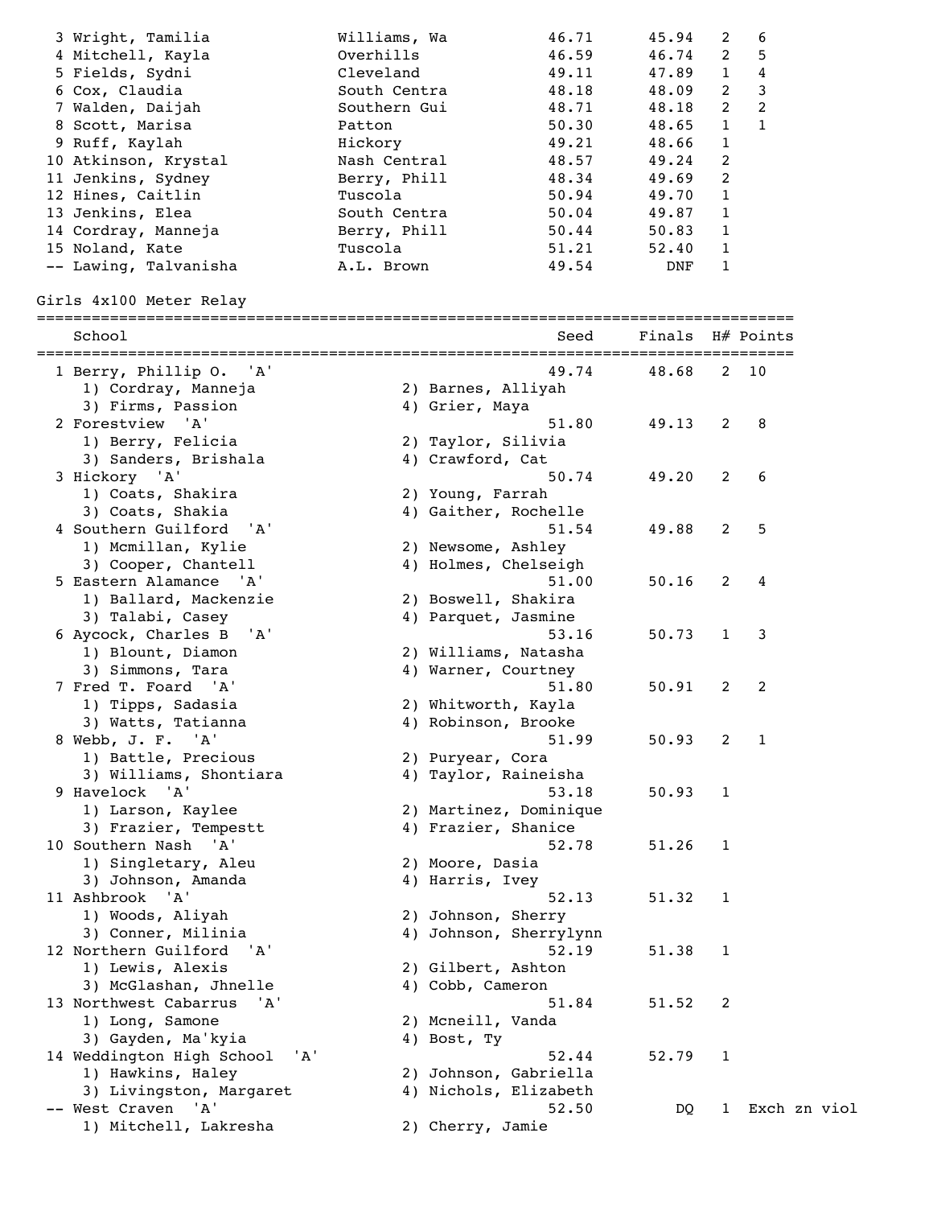| Place | Name | School | Seed | Finals | H# | Points |
|---|---|---|---|---|---|---|
| 3 | Wright, Tamilia | Williams, Wa | 46.71 | 45.94 | 2 | 6 |
| 4 | Mitchell, Kayla | Overhills | 46.59 | 46.74 | 2 | 5 |
| 5 | Fields, Sydni | Cleveland | 49.11 | 47.89 | 1 | 4 |
| 6 | Cox, Claudia | South Centra | 48.18 | 48.09 | 2 | 3 |
| 7 | Walden, Daijah | Southern Gui | 48.71 | 48.18 | 2 | 2 |
| 8 | Scott, Marisa | Patton | 50.30 | 48.65 | 1 | 1 |
| 9 | Ruff, Kaylah | Hickory | 49.21 | 48.66 | 1 | |
| 10 | Atkinson, Krystal | Nash Central | 48.57 | 49.24 | 2 | |
| 11 | Jenkins, Sydney | Berry, Phill | 48.34 | 49.69 | 2 | |
| 12 | Hines, Caitlin | Tuscola | 50.94 | 49.70 | 1 | |
| 13 | Jenkins, Elea | South Centra | 50.04 | 49.87 | 1 | |
| 14 | Cordray, Manneja | Berry, Phill | 50.44 | 50.83 | 1 | |
| 15 | Noland, Kate | Tuscola | 51.21 | 52.40 | 1 | |
| -- | Lawing, Talvanisha | A.L. Brown | 49.54 | DNF | 1 | |

## Girls 4x100 Meter Relay

| Place | School | Seed | Finals | H# | Points |
|---|---|---|---|---|---|
| 1 | Berry, Phillip O. 'A' | 49.74 | 48.68 | 2 | 10 |
| | 1) Cordray, Manneja; 2) Barnes, Alliyah; 3) Firms, Passion; 4) Grier, Maya | | | | |
| 2 | Forestview 'A' | 51.80 | 49.13 | 2 | 8 |
| | 1) Berry, Felicia; 2) Taylor, Silivia; 3) Sanders, Brishala; 4) Crawford, Cat | | | | |
| 3 | Hickory 'A' | 50.74 | 49.20 | 2 | 6 |
| | 1) Coats, Shakira; 2) Young, Farrah; 3) Coats, Shakia; 4) Gaither, Rochelle | | | | |
| 4 | Southern Guilford 'A' | 51.54 | 49.88 | 2 | 5 |
| | 1) Mcmillan, Kylie; 2) Newsome, Ashley; 3) Cooper, Chantell; 4) Holmes, Chelseigh | | | | |
| 5 | Eastern Alamance 'A' | 51.00 | 50.16 | 2 | 4 |
| | 1) Ballard, Mackenzie; 2) Boswell, Shakira; 3) Talabi, Casey; 4) Parquet, Jasmine | | | | |
| 6 | Aycock, Charles B 'A' | 53.16 | 50.73 | 1 | 3 |
| | 1) Blount, Diamon; 2) Williams, Natasha; 3) Simmons, Tara; 4) Warner, Courtney | | | | |
| 7 | Fred T. Foard 'A' | 51.80 | 50.91 | 2 | 2 |
| | 1) Tipps, Sadasia; 2) Whitworth, Kayla; 3) Watts, Tatianna; 4) Robinson, Brooke | | | | |
| 8 | Webb, J. F. 'A' | 51.99 | 50.93 | 2 | 1 |
| | 1) Battle, Precious; 2) Puryear, Cora; 3) Williams, Shontiara; 4) Taylor, Raineisha | | | | |
| 9 | Havelock 'A' | 53.18 | 50.93 | 1 | |
| | 1) Larson, Kaylee; 2) Martinez, Dominique; 3) Frazier, Tempestt; 4) Frazier, Shanice | | | | |
| 10 | Southern Nash 'A' | 52.78 | 51.26 | 1 | |
| | 1) Singletary, Aleu; 2) Moore, Dasia; 3) Johnson, Amanda; 4) Harris, Ivey | | | | |
| 11 | Ashbrook 'A' | 52.13 | 51.32 | 1 | |
| | 1) Woods, Aliyah; 2) Johnson, Sherry; 3) Conner, Milinia; 4) Johnson, Sherrylynn | | | | |
| 12 | Northern Guilford 'A' | 52.19 | 51.38 | 1 | |
| | 1) Lewis, Alexis; 2) Gilbert, Ashton; 3) McGlashan, Jhnelle; 4) Cobb, Cameron | | | | |
| 13 | Northwest Cabarrus 'A' | 51.84 | 51.52 | 2 | |
| | 1) Long, Samone; 2) Mcneill, Vanda; 3) Gayden, Ma'kyia; 4) Bost, Ty | | | | |
| 14 | Weddington High School 'A' | 52.44 | 52.79 | 1 | |
| | 1) Hawkins, Haley; 2) Johnson, Gabriella; 3) Livingston, Margaret; 4) Nichols, Elizabeth | | | | |
| -- | West Craven 'A' | 52.50 | DQ | 1 | Exch zn viol |
| | 1) Mitchell, Lakresha; 2) Cherry, Jamie | | | | |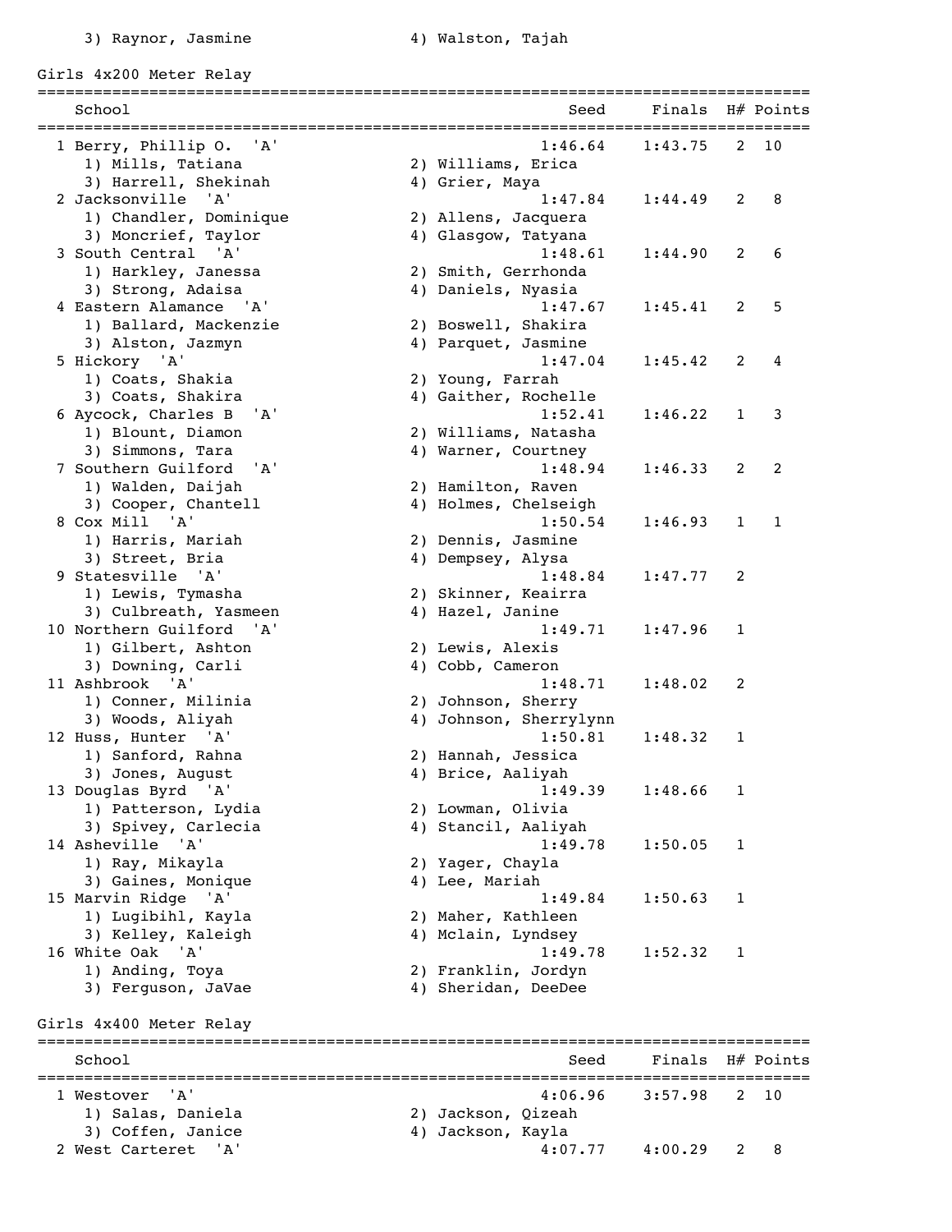3) Raynor, Jasmine 4) Walston, Tajah

## Girls 4x200 Meter Relay

| | School | Seed | Finals | H# | Points |
|---|---|---|---|---|---|
| 1 | Berry, Phillip O. 'A' | 1:46.64 | 1:43.75 | 2 | 10 |
| | 1) Mills, Tatiana 2) Williams, Erica 3) Harrell, Shekinah 4) Grier, Maya | | | | |
| 2 | Jacksonville 'A' | 1:47.84 | 1:44.49 | 2 | 8 |
| | 1) Chandler, Dominique 2) Allens, Jacquera 3) Moncrief, Taylor 4) Glasgow, Tatyana | | | | |
| 3 | South Central 'A' | 1:48.61 | 1:44.90 | 2 | 6 |
| | 1) Harkley, Janessa 2) Smith, Gerrhonda 3) Strong, Adaisa 4) Daniels, Nyasia | | | | |
| 4 | Eastern Alamance 'A' | 1:47.67 | 1:45.41 | 2 | 5 |
| | 1) Ballard, Mackenzie 2) Boswell, Shakira 3) Alston, Jazmyn 4) Parquet, Jasmine | | | | |
| 5 | Hickory 'A' | 1:47.04 | 1:45.42 | 2 | 4 |
| | 1) Coats, Shakia 2) Young, Farrah 3) Coats, Shakira 4) Gaither, Rochelle | | | | |
| 6 | Aycock, Charles B 'A' | 1:52.41 | 1:46.22 | 1 | 3 |
| | 1) Blount, Diamon 2) Williams, Natasha 3) Simmons, Tara 4) Warner, Courtney | | | | |
| 7 | Southern Guilford 'A' | 1:48.94 | 1:46.33 | 2 | 2 |
| | 1) Walden, Daijah 2) Hamilton, Raven 3) Cooper, Chantell 4) Holmes, Chelseigh | | | | |
| 8 | Cox Mill 'A' | 1:50.54 | 1:46.93 | 1 | 1 |
| | 1) Harris, Mariah 2) Dennis, Jasmine 3) Street, Bria 4) Dempsey, Alysa | | | | |
| 9 | Statesville 'A' | 1:48.84 | 1:47.77 | 2 | |
| | 1) Lewis, Tymasha 2) Skinner, Keairra 3) Culbreath, Yasmeen 4) Hazel, Janine | | | | |
| 10 | Northern Guilford 'A' | 1:49.71 | 1:47.96 | 1 | |
| | 1) Gilbert, Ashton 2) Lewis, Alexis 3) Downing, Carli 4) Cobb, Cameron | | | | |
| 11 | Ashbrook 'A' | 1:48.71 | 1:48.02 | 2 | |
| | 1) Conner, Milinia 2) Johnson, Sherry 3) Woods, Aliyah 4) Johnson, Sherrylynn | | | | |
| 12 | Huss, Hunter 'A' | 1:50.81 | 1:48.32 | 1 | |
| | 1) Sanford, Rahna 2) Hannah, Jessica 3) Jones, August 4) Brice, Aaliyah | | | | |
| 13 | Douglas Byrd 'A' | 1:49.39 | 1:48.66 | 1 | |
| | 1) Patterson, Lydia 2) Lowman, Olivia 3) Spivey, Carlecia 4) Stancil, Aaliyah | | | | |
| 14 | Asheville 'A' | 1:49.78 | 1:50.05 | 1 | |
| | 1) Ray, Mikayla 2) Yager, Chayla 3) Gaines, Monique 4) Lee, Mariah | | | | |
| 15 | Marvin Ridge 'A' | 1:49.84 | 1:50.63 | 1 | |
| | 1) Lugibihl, Kayla 2) Maher, Kathleen 3) Kelley, Kaleigh 4) Mclain, Lyndsey | | | | |
| 16 | White Oak 'A' | 1:49.78 | 1:52.32 | 1 | |
| | 1) Anding, Toya 2) Franklin, Jordyn 3) Ferguson, JaVae 4) Sheridan, DeeDee | | | | |

## Girls 4x400 Meter Relay

| | School | Seed | Finals | H# | Points |
|---|---|---|---|---|---|
| 1 | Westover 'A' | 4:06.96 | 3:57.98 | 2 | 10 |
| | 1) Salas, Daniela 2) Jackson, Qizeah 3) Coffen, Janice 4) Jackson, Kayla | | | | |
| 2 | West Carteret 'A' | 4:07.77 | 4:00.29 | 2 | 8 |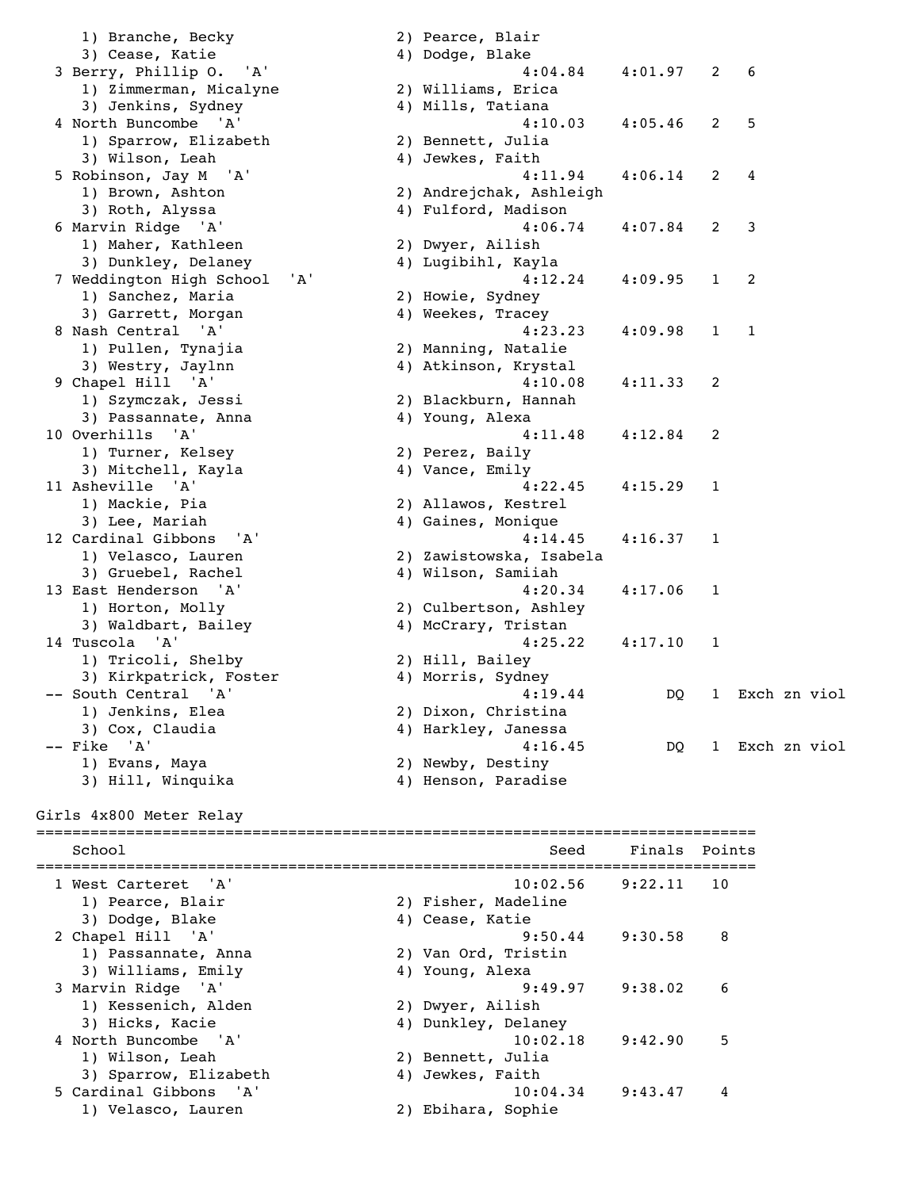```
     1) Branche, Becky                 2) Pearce, Blair
     3) Cease, Katie                   4) Dodge, Blake
  3 Berry, Phillip O.  'A'                         4:04.84    4:01.97   2   6
     1) Zimmerman, Micalyne            2) Williams, Erica
     3) Jenkins, Sydney                4) Mills, Tatiana
  4 North Buncombe  'A'                            4:10.03    4:05.46   2   5
     1) Sparrow, Elizabeth             2) Bennett, Julia
     3) Wilson, Leah                   4) Jewkes, Faith
  5 Robinson, Jay M  'A'                           4:11.94    4:06.14   2   4
     1) Brown, Ashton                  2) Andrejchak, Ashleigh
     3) Roth, Alyssa                   4) Fulford, Madison
  6 Marvin Ridge  'A'                              4:06.74    4:07.84   2   3
     1) Maher, Kathleen                2) Dwyer, Ailish
     3) Dunkley, Delaney               4) Lugibihl, Kayla
  7 Weddington High School  'A'                    4:12.24    4:09.95   1   2
     1) Sanchez, Maria                 2) Howie, Sydney
     3) Garrett, Morgan                4) Weekes, Tracey
  8 Nash Central  'A'                              4:23.23    4:09.98   1   1
     1) Pullen, Tynajia                2) Manning, Natalie
     3) Westry, Jaylnn                 4) Atkinson, Krystal
  9 Chapel Hill  'A'                               4:10.08    4:11.33   2
     1) Szymczak, Jessi                2) Blackburn, Hannah
     3) Passannate, Anna               4) Young, Alexa
 10 Overhills  'A'                                 4:11.48    4:12.84   2
     1) Turner, Kelsey                 2) Perez, Baily
     3) Mitchell, Kayla                4) Vance, Emily
 11 Asheville  'A'                                 4:22.45    4:15.29   1
     1) Mackie, Pia                    2) Allawos, Kestrel
     3) Lee, Mariah                    4) Gaines, Monique
 12 Cardinal Gibbons  'A'                          4:14.45    4:16.37   1
     1) Velasco, Lauren                2) Zawistowska, Isabela
     3) Gruebel, Rachel                4) Wilson, Samiiah
 13 East Henderson  'A'                            4:20.34    4:17.06   1
     1) Horton, Molly                  2) Culbertson, Ashley
     3) Waldbart, Bailey               4) McCrary, Tristan
 14 Tuscola  'A'                                   4:25.22    4:17.10   1
     1) Tricoli, Shelby                2) Hill, Bailey
     3) Kirkpatrick, Foster            4) Morris, Sydney
 -- South Central  'A'                             4:19.44         DQ   1  Exch zn viol
     1) Jenkins, Elea                  2) Dixon, Christina
     3) Cox, Claudia                   4) Harkley, Janessa
 -- Fike  'A'                                      4:16.45         DQ   1  Exch zn viol
     1) Evans, Maya                    2) Newby, Destiny
     3) Hill, Winquika                 4) Henson, Paradise

Girls 4x800 Meter Relay
================================================================================
    School                                           Seed     Finals  Points
================================================================================
  1 West Carteret  'A'                           10:02.56    9:22.11   10
     1) Pearce, Blair                  2) Fisher, Madeline
     3) Dodge, Blake                   4) Cease, Katie
  2 Chapel Hill  'A'                              9:50.44    9:30.58    8
     1) Passannate, Anna               2) Van Ord, Tristin
     3) Williams, Emily                4) Young, Alexa
  3 Marvin Ridge  'A'                             9:49.97    9:38.02    6
     1) Kessenich, Alden               2) Dwyer, Ailish
     3) Hicks, Kacie                   4) Dunkley, Delaney
  4 North Buncombe  'A'                          10:02.18    9:42.90    5
     1) Wilson, Leah                   2) Bennett, Julia
     3) Sparrow, Elizabeth             4) Jewkes, Faith
  5 Cardinal Gibbons  'A'                        10:04.34    9:43.47    4
     1) Velasco, Lauren                2) Ebihara, Sophie
```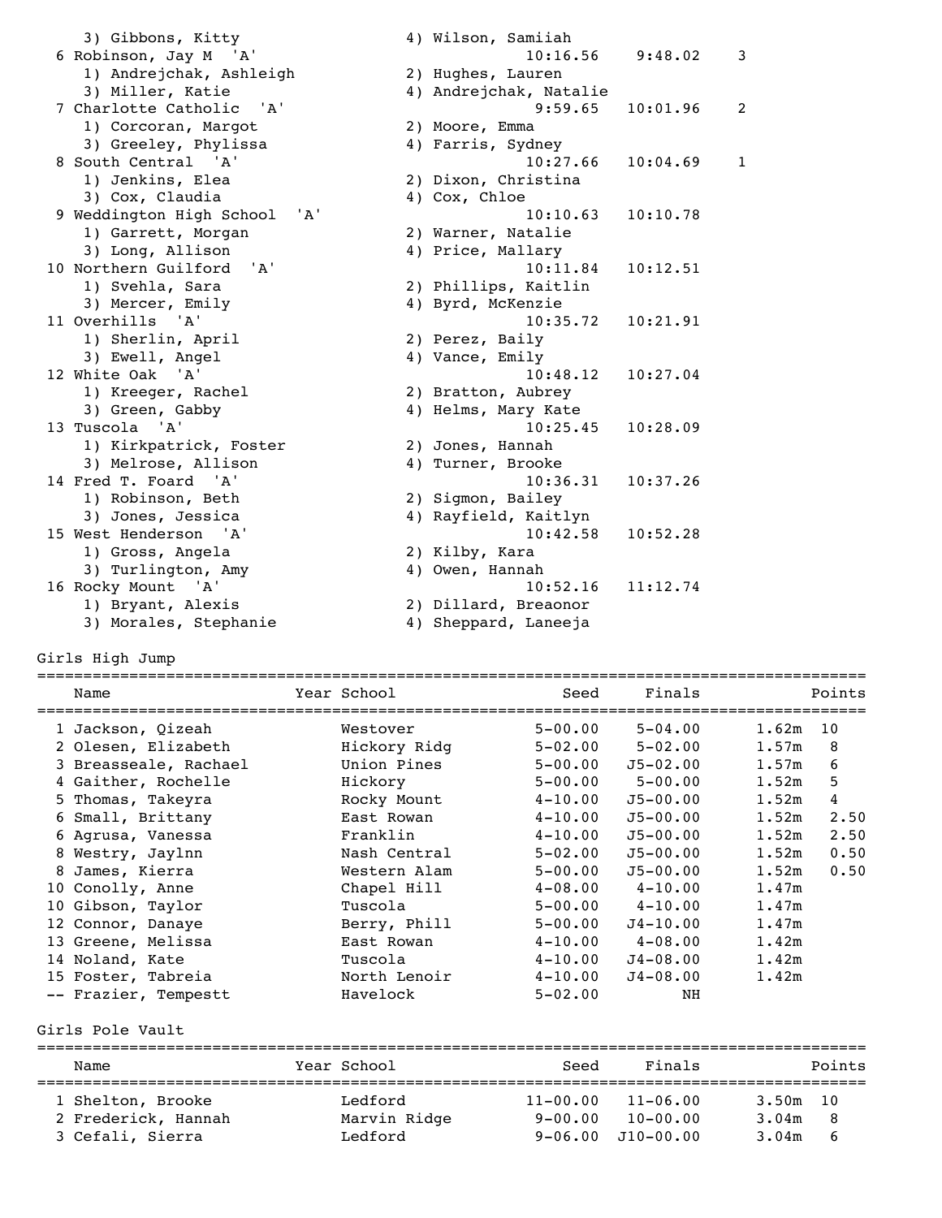| Place | Team | Seed | Finals | Points |
|---|---|---|---|---|
| | 3) Gibbons, Kitty — 4) Wilson, Samiiah | | | |
| 6 | Robinson, Jay M 'A' | 10:16.56 | 9:48.02 | 3 |
| | 1) Andrejchak, Ashleigh — 2) Hughes, Lauren — 3) Miller, Katie — 4) Andrejchak, Natalie | | | |
| 7 | Charlotte Catholic 'A' | 9:59.65 | 10:01.96 | 2 |
| | 1) Corcoran, Margot — 2) Moore, Emma — 3) Greeley, Phylissa — 4) Farris, Sydney | | | |
| 8 | South Central 'A' | 10:27.66 | 10:04.69 | 1 |
| | 1) Jenkins, Elea — 2) Dixon, Christina — 3) Cox, Claudia — 4) Cox, Chloe | | | |
| 9 | Weddington High School 'A' | 10:10.63 | 10:10.78 | |
| | 1) Garrett, Morgan — 2) Warner, Natalie — 3) Long, Allison — 4) Price, Mallary | | | |
| 10 | Northern Guilford 'A' | 10:11.84 | 10:12.51 | |
| | 1) Svehla, Sara — 2) Phillips, Kaitlin — 3) Mercer, Emily — 4) Byrd, McKenzie | | | |
| 11 | Overhills 'A' | 10:35.72 | 10:21.91 | |
| | 1) Sherlin, April — 2) Perez, Baily — 3) Ewell, Angel — 4) Vance, Emily | | | |
| 12 | White Oak 'A' | 10:48.12 | 10:27.04 | |
| | 1) Kreeger, Rachel — 2) Bratton, Aubrey — 3) Green, Gabby — 4) Helms, Mary Kate | | | |
| 13 | Tuscola 'A' | 10:25.45 | 10:28.09 | |
| | 1) Kirkpatrick, Foster — 2) Jones, Hannah — 3) Melrose, Allison — 4) Turner, Brooke | | | |
| 14 | Fred T. Foard 'A' | 10:36.31 | 10:37.26 | |
| | 1) Robinson, Beth — 2) Sigmon, Bailey — 3) Jones, Jessica — 4) Rayfield, Kaitlyn | | | |
| 15 | West Henderson 'A' | 10:42.58 | 10:52.28 | |
| | 1) Gross, Angela — 2) Kilby, Kara — 3) Turlington, Amy — 4) Owen, Hannah | | | |
| 16 | Rocky Mount 'A' | 10:52.16 | 11:12.74 | |
| | 1) Bryant, Alexis — 2) Dillard, Breaonor — 3) Morales, Stephanie — 4) Sheppard, Laneeja | | | |

## Girls High Jump

| | Name | Year | School | Seed | Finals | | Points |
|---|---|---|---|---|---|---|---|
| 1 | Jackson, Qizeah | | Westover | 5-00.00 | 5-04.00 | 1.62m | 10 |
| 2 | Olesen, Elizabeth | | Hickory Ridg | 5-02.00 | 5-02.00 | 1.57m | 8 |
| 3 | Breasseale, Rachael | | Union Pines | 5-00.00 | J5-02.00 | 1.57m | 6 |
| 4 | Gaither, Rochelle | | Hickory | 5-00.00 | 5-00.00 | 1.52m | 5 |
| 5 | Thomas, Takeyra | | Rocky Mount | 4-10.00 | J5-00.00 | 1.52m | 4 |
| 6 | Small, Brittany | | East Rowan | 4-10.00 | J5-00.00 | 1.52m | 2.50 |
| 6 | Agrusa, Vanessa | | Franklin | 4-10.00 | J5-00.00 | 1.52m | 2.50 |
| 8 | Westry, Jaylnn | | Nash Central | 5-02.00 | J5-00.00 | 1.52m | 0.50 |
| 8 | James, Kierra | | Western Alam | 5-00.00 | J5-00.00 | 1.52m | 0.50 |
| 10 | Conolly, Anne | | Chapel Hill | 4-08.00 | 4-10.00 | 1.47m | |
| 10 | Gibson, Taylor | | Tuscola | 5-00.00 | 4-10.00 | 1.47m | |
| 12 | Connor, Danaye | | Berry, Phill | 5-00.00 | J4-10.00 | 1.47m | |
| 13 | Greene, Melissa | | East Rowan | 4-10.00 | 4-08.00 | 1.42m | |
| 14 | Noland, Kate | | Tuscola | 4-10.00 | J4-08.00 | 1.42m | |
| 15 | Foster, Tabreia | | North Lenoir | 4-10.00 | J4-08.00 | 1.42m | |
| -- | Frazier, Tempestt | | Havelock | 5-02.00 | NH | | |

## Girls Pole Vault

| | Name | Year | School | Seed | Finals | | Points |
|---|---|---|---|---|---|---|---|
| 1 | Shelton, Brooke | | Ledford | 11-00.00 | 11-06.00 | 3.50m | 10 |
| 2 | Frederick, Hannah | | Marvin Ridge | 9-00.00 | 10-00.00 | 3.04m | 8 |
| 3 | Cefali, Sierra | | Ledford | 9-06.00 | J10-00.00 | 3.04m | 6 |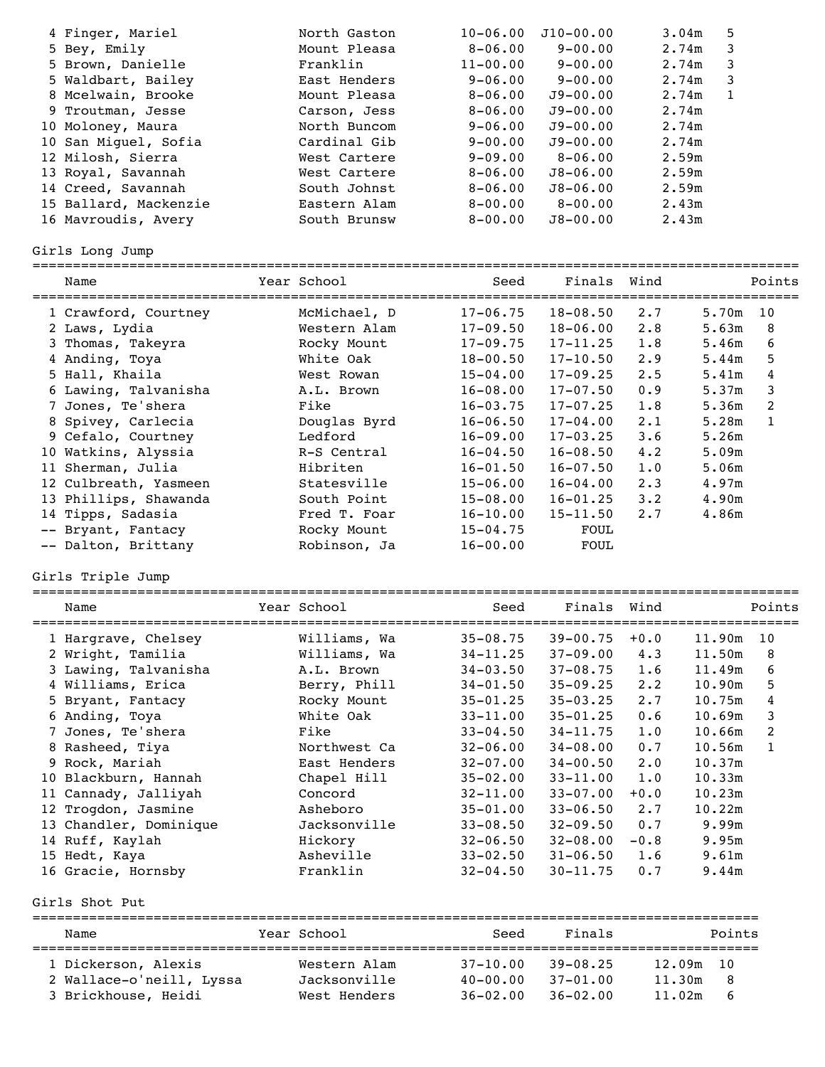| | Name | Year | School | Seed | Finals | | Points |
|---|---|---|---|---|---|---|---|
| 4 | Finger, Mariel | | North Gaston | 10-06.00 | J10-00.00 | 3.04m | 5 |
| 5 | Bey, Emily | | Mount Pleasa | 8-06.00 | 9-00.00 | 2.74m | 3 |
| 5 | Brown, Danielle | | Franklin | 11-00.00 | 9-00.00 | 2.74m | 3 |
| 5 | Waldbart, Bailey | | East Henders | 9-06.00 | 9-00.00 | 2.74m | 3 |
| 8 | Mcelwain, Brooke | | Mount Pleasa | 8-06.00 | J9-00.00 | 2.74m | 1 |
| 9 | Troutman, Jesse | | Carson, Jess | 8-06.00 | J9-00.00 | 2.74m | |
| 10 | Moloney, Maura | | North Buncom | 9-06.00 | J9-00.00 | 2.74m | |
| 10 | San Miguel, Sofia | | Cardinal Gib | 9-00.00 | J9-00.00 | 2.74m | |
| 12 | Milosh, Sierra | | West Cartere | 9-09.00 | 8-06.00 | 2.59m | |
| 13 | Royal, Savannah | | West Cartere | 8-06.00 | J8-06.00 | 2.59m | |
| 14 | Creed, Savannah | | South Johnst | 8-06.00 | J8-06.00 | 2.59m | |
| 15 | Ballard, Mackenzie | | Eastern Alam | 8-00.00 | 8-00.00 | 2.43m | |
| 16 | Mavroudis, Avery | | South Brunsw | 8-00.00 | J8-00.00 | 2.43m | |

## Girls Long Jump

| | Name | Year | School | Seed | Finals | Wind | | Points |
|---|---|---|---|---|---|---|---|---|
| 1 | Crawford, Courtney | | McMichael, D | 17-06.75 | 18-08.50 | 2.7 | 5.70m | 10 |
| 2 | Laws, Lydia | | Western Alam | 17-09.50 | 18-06.00 | 2.8 | 5.63m | 8 |
| 3 | Thomas, Takeyra | | Rocky Mount | 17-09.75 | 17-11.25 | 1.8 | 5.46m | 6 |
| 4 | Anding, Toya | | White Oak | 18-00.50 | 17-10.50 | 2.9 | 5.44m | 5 |
| 5 | Hall, Khaila | | West Rowan | 15-04.00 | 17-09.25 | 2.5 | 5.41m | 4 |
| 6 | Lawing, Talvanisha | | A.L. Brown | 16-08.00 | 17-07.50 | 0.9 | 5.37m | 3 |
| 7 | Jones, Te'shera | | Fike | 16-03.75 | 17-07.25 | 1.8 | 5.36m | 2 |
| 8 | Spivey, Carlecia | | Douglas Byrd | 16-06.50 | 17-04.00 | 2.1 | 5.28m | 1 |
| 9 | Cefalo, Courtney | | Ledford | 16-09.00 | 17-03.25 | 3.6 | 5.26m | |
| 10 | Watkins, Alyssia | | R-S Central | 16-04.50 | 16-08.50 | 4.2 | 5.09m | |
| 11 | Sherman, Julia | | Hibriten | 16-01.50 | 16-07.50 | 1.0 | 5.06m | |
| 12 | Culbreath, Yasmeen | | Statesville | 15-06.00 | 16-04.00 | 2.3 | 4.97m | |
| 13 | Phillips, Shawanda | | South Point | 15-08.00 | 16-01.25 | 3.2 | 4.90m | |
| 14 | Tipps, Sadasia | | Fred T. Foar | 16-10.00 | 15-11.50 | 2.7 | 4.86m | |
| -- | Bryant, Fantacy | | Rocky Mount | 15-04.75 | FOUL | | | |
| -- | Dalton, Brittany | | Robinson, Ja | 16-00.00 | FOUL | | | |

## Girls Triple Jump

| | Name | Year | School | Seed | Finals | Wind | | Points |
|---|---|---|---|---|---|---|---|---|
| 1 | Hargrave, Chelsey | | Williams, Wa | 35-08.75 | 39-00.75 | +0.0 | 11.90m | 10 |
| 2 | Wright, Tamilia | | Williams, Wa | 34-11.25 | 37-09.00 | 4.3 | 11.50m | 8 |
| 3 | Lawing, Talvanisha | | A.L. Brown | 34-03.50 | 37-08.75 | 1.6 | 11.49m | 6 |
| 4 | Williams, Erica | | Berry, Phill | 34-01.50 | 35-09.25 | 2.2 | 10.90m | 5 |
| 5 | Bryant, Fantacy | | Rocky Mount | 35-01.25 | 35-03.25 | 2.7 | 10.75m | 4 |
| 6 | Anding, Toya | | White Oak | 33-11.00 | 35-01.25 | 0.6 | 10.69m | 3 |
| 7 | Jones, Te'shera | | Fike | 33-04.50 | 34-11.75 | 1.0 | 10.66m | 2 |
| 8 | Rasheed, Tiya | | Northwest Ca | 32-06.00 | 34-08.00 | 0.7 | 10.56m | 1 |
| 9 | Rock, Mariah | | East Henders | 32-07.00 | 34-00.50 | 2.0 | 10.37m | |
| 10 | Blackburn, Hannah | | Chapel Hill | 35-02.00 | 33-11.00 | 1.0 | 10.33m | |
| 11 | Cannady, Jalliyah | | Concord | 32-11.00 | 33-07.00 | +0.0 | 10.23m | |
| 12 | Trogdon, Jasmine | | Asheboro | 35-01.00 | 33-06.50 | 2.7 | 10.22m | |
| 13 | Chandler, Dominique | | Jacksonville | 33-08.50 | 32-09.50 | 0.7 | 9.99m | |
| 14 | Ruff, Kaylah | | Hickory | 32-06.50 | 32-08.00 | -0.8 | 9.95m | |
| 15 | Hedt, Kaya | | Asheville | 33-02.50 | 31-06.50 | 1.6 | 9.61m | |
| 16 | Gracie, Hornsby | | Franklin | 32-04.50 | 30-11.75 | 0.7 | 9.44m | |

## Girls Shot Put

| | Name | Year | School | Seed | Finals | | Points |
|---|---|---|---|---|---|---|---|
| 1 | Dickerson, Alexis | | Western Alam | 37-10.00 | 39-08.25 | 12.09m | 10 |
| 2 | Wallace-o'neill, Lyssa | | Jacksonville | 40-00.00 | 37-01.00 | 11.30m | 8 |
| 3 | Brickhouse, Heidi | | West Henders | 36-02.00 | 36-02.00 | 11.02m | 6 |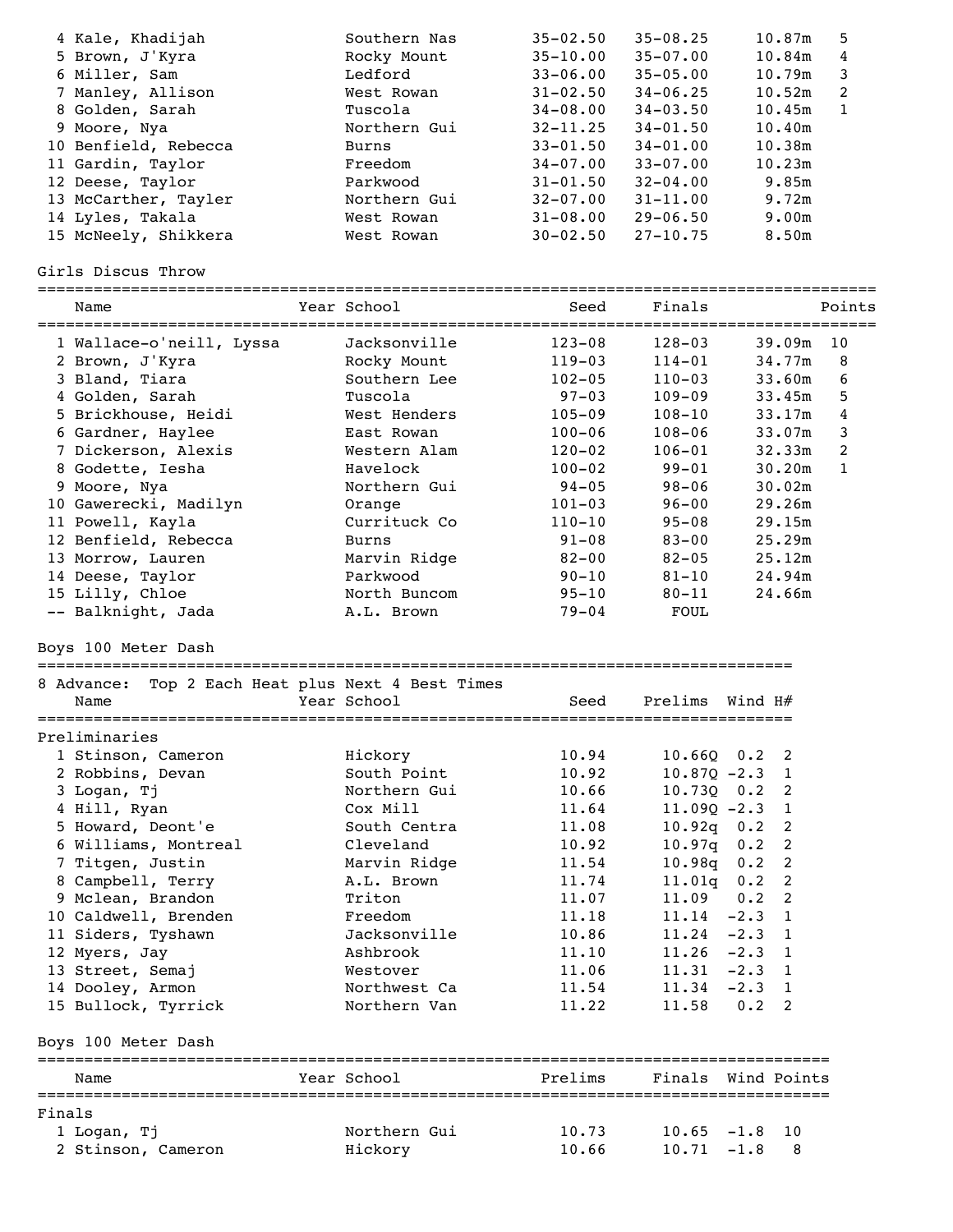| Place | Name | Year | School | Seed | Finals | Metric | Points |
|---|---|---|---|---|---|---|---|
| 4 | Kale, Khadijah | | Southern Nas | 35-02.50 | 35-08.25 | 10.87m | 5 |
| 5 | Brown, J'Kyra | | Rocky Mount | 35-10.00 | 35-07.00 | 10.84m | 4 |
| 6 | Miller, Sam | | Ledford | 33-06.00 | 35-05.00 | 10.79m | 3 |
| 7 | Manley, Allison | | West Rowan | 31-02.50 | 34-06.25 | 10.52m | 2 |
| 8 | Golden, Sarah | | Tuscola | 34-08.00 | 34-03.50 | 10.45m | 1 |
| 9 | Moore, Nya | | Northern Gui | 32-11.25 | 34-01.50 | 10.40m | |
| 10 | Benfield, Rebecca | | Burns | 33-01.50 | 34-01.00 | 10.38m | |
| 11 | Gardin, Taylor | | Freedom | 34-07.00 | 33-07.00 | 10.23m | |
| 12 | Deese, Taylor | | Parkwood | 31-01.50 | 32-04.00 | 9.85m | |
| 13 | McCarther, Tayler | | Northern Gui | 32-07.00 | 31-11.00 | 9.72m | |
| 14 | Lyles, Takala | | West Rowan | 31-08.00 | 29-06.50 | 9.00m | |
| 15 | McNeely, Shikkera | | West Rowan | 30-02.50 | 27-10.75 | 8.50m | |

## Girls Discus Throw

| Place | Name | Year | School | Seed | Finals | Metric | Points |
|---|---|---|---|---|---|---|---|
| 1 | Wallace-o'neill, Lyssa | | Jacksonville | 123-08 | 128-03 | 39.09m | 10 |
| 2 | Brown, J'Kyra | | Rocky Mount | 119-03 | 114-01 | 34.77m | 8 |
| 3 | Bland, Tiara | | Southern Lee | 102-05 | 110-03 | 33.60m | 6 |
| 4 | Golden, Sarah | | Tuscola | 97-03 | 109-09 | 33.45m | 5 |
| 5 | Brickhouse, Heidi | | West Henders | 105-09 | 108-10 | 33.17m | 4 |
| 6 | Gardner, Haylee | | East Rowan | 100-06 | 108-06 | 33.07m | 3 |
| 7 | Dickerson, Alexis | | Western Alam | 120-02 | 106-01 | 32.33m | 2 |
| 8 | Godette, Iesha | | Havelock | 100-02 | 99-01 | 30.20m | 1 |
| 9 | Moore, Nya | | Northern Gui | 94-05 | 98-06 | 30.02m | |
| 10 | Gawerecki, Madilyn | | Orange | 101-03 | 96-00 | 29.26m | |
| 11 | Powell, Kayla | | Currituck Co | 110-10 | 95-08 | 29.15m | |
| 12 | Benfield, Rebecca | | Burns | 91-08 | 83-00 | 25.29m | |
| 13 | Morrow, Lauren | | Marvin Ridge | 82-00 | 82-05 | 25.12m | |
| 14 | Deese, Taylor | | Parkwood | 90-10 | 81-10 | 24.94m | |
| 15 | Lilly, Chloe | | North Buncom | 95-10 | 80-11 | 24.66m | |
| -- | Balknight, Jada | | A.L. Brown | 79-04 | FOUL | | |

## Boys 100 Meter Dash

8 Advance: Top 2 Each Heat plus Next 4 Best Times

**Preliminaries**

| Place | Name | Year | School | Seed | Prelims | Wind | H# |
|---|---|---|---|---|---|---|---|
| 1 | Stinson, Cameron | | Hickory | 10.94 | 10.66Q | 0.2 | 2 |
| 2 | Robbins, Devan | | South Point | 10.92 | 10.87Q | -2.3 | 1 |
| 3 | Logan, Tj | | Northern Gui | 10.66 | 10.73Q | 0.2 | 2 |
| 4 | Hill, Ryan | | Cox Mill | 11.64 | 11.09Q | -2.3 | 1 |
| 5 | Howard, Deont'e | | South Centra | 11.08 | 10.92q | 0.2 | 2 |
| 6 | Williams, Montreal | | Cleveland | 10.92 | 10.97q | 0.2 | 2 |
| 7 | Titgen, Justin | | Marvin Ridge | 11.54 | 10.98q | 0.2 | 2 |
| 8 | Campbell, Terry | | A.L. Brown | 11.74 | 11.01q | 0.2 | 2 |
| 9 | Mclean, Brandon | | Triton | 11.07 | 11.09 | 0.2 | 2 |
| 10 | Caldwell, Brenden | | Freedom | 11.18 | 11.14 | -2.3 | 1 |
| 11 | Siders, Tyshawn | | Jacksonville | 10.86 | 11.24 | -2.3 | 1 |
| 12 | Myers, Jay | | Ashbrook | 11.10 | 11.26 | -2.3 | 1 |
| 13 | Street, Semaj | | Westover | 11.06 | 11.31 | -2.3 | 1 |
| 14 | Dooley, Armon | | Northwest Ca | 11.54 | 11.34 | -2.3 | 1 |
| 15 | Bullock, Tyrrick | | Northern Van | 11.22 | 11.58 | 0.2 | 2 |

## Boys 100 Meter Dash

**Finals**

| Place | Name | Year | School | Prelims | Finals | Wind | Points |
|---|---|---|---|---|---|---|---|
| 1 | Logan, Tj | | Northern Gui | 10.73 | 10.65 | -1.8 | 10 |
| 2 | Stinson, Cameron | | Hickory | 10.66 | 10.71 | -1.8 | 8 |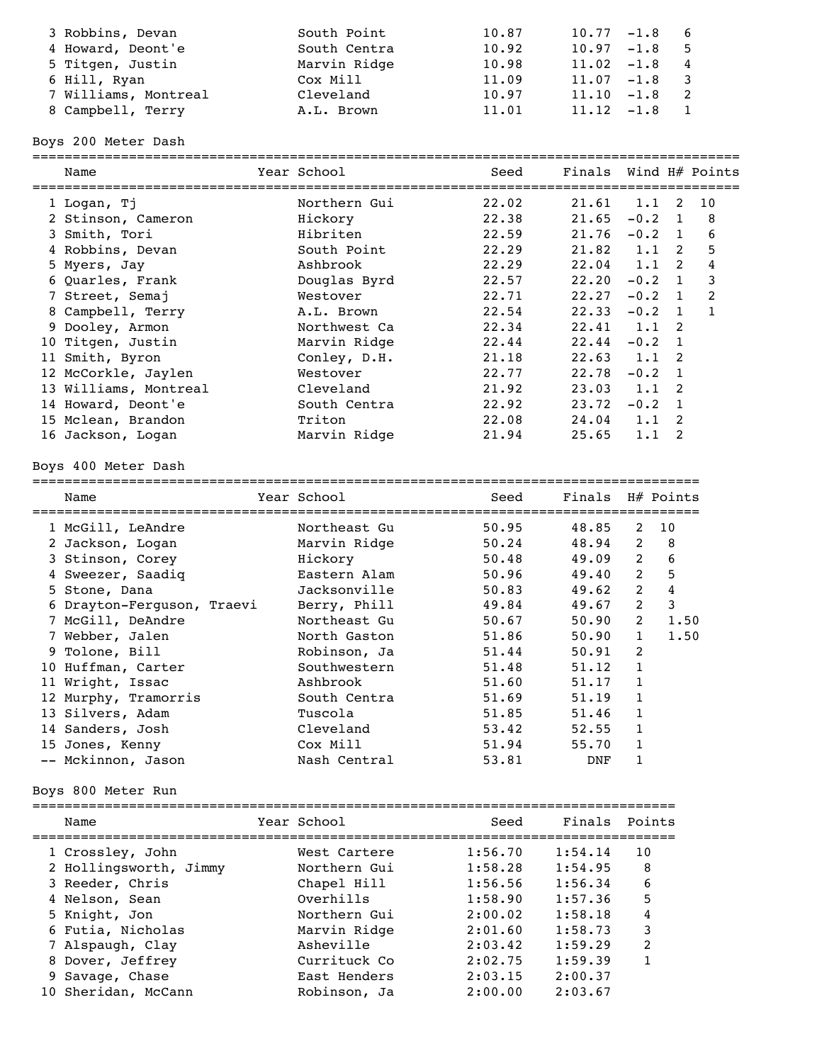| Place | Name | Year | School | Seed | Finals | Wind | H# | Points |
|---|---|---|---|---|---|---|---|---|
| 3 | Robbins, Devan | | South Point | 10.87 | 10.77 | -1.8 | | 6 |
| 4 | Howard, Deont'e | | South Centra | 10.92 | 10.97 | -1.8 | | 5 |
| 5 | Titgen, Justin | | Marvin Ridge | 10.98 | 11.02 | -1.8 | | 4 |
| 6 | Hill, Ryan | | Cox Mill | 11.09 | 11.07 | -1.8 | | 3 |
| 7 | Williams, Montreal | | Cleveland | 10.97 | 11.10 | -1.8 | | 2 |
| 8 | Campbell, Terry | | A.L. Brown | 11.01 | 11.12 | -1.8 | | 1 |

## Boys 200 Meter Dash

| Place | Name | Year | School | Seed | Finals | Wind | H# | Points |
|---|---|---|---|---|---|---|---|---|
| 1 | Logan, Tj | | Northern Gui | 22.02 | 21.61 | 1.1 | 2 | 10 |
| 2 | Stinson, Cameron | | Hickory | 22.38 | 21.65 | -0.2 | 1 | 8 |
| 3 | Smith, Tori | | Hibriten | 22.59 | 21.76 | -0.2 | 1 | 6 |
| 4 | Robbins, Devan | | South Point | 22.29 | 21.82 | 1.1 | 2 | 5 |
| 5 | Myers, Jay | | Ashbrook | 22.29 | 22.04 | 1.1 | 2 | 4 |
| 6 | Quarles, Frank | | Douglas Byrd | 22.57 | 22.20 | -0.2 | 1 | 3 |
| 7 | Street, Semaj | | Westover | 22.71 | 22.27 | -0.2 | 1 | 2 |
| 8 | Campbell, Terry | | A.L. Brown | 22.54 | 22.33 | -0.2 | 1 | 1 |
| 9 | Dooley, Armon | | Northwest Ca | 22.34 | 22.41 | 1.1 | 2 | |
| 10 | Titgen, Justin | | Marvin Ridge | 22.44 | 22.44 | -0.2 | 1 | |
| 11 | Smith, Byron | | Conley, D.H. | 21.18 | 22.63 | 1.1 | 2 | |
| 12 | McCorkle, Jaylen | | Westover | 22.77 | 22.78 | -0.2 | 1 | |
| 13 | Williams, Montreal | | Cleveland | 21.92 | 23.03 | 1.1 | 2 | |
| 14 | Howard, Deont'e | | South Centra | 22.92 | 23.72 | -0.2 | 1 | |
| 15 | Mclean, Brandon | | Triton | 22.08 | 24.04 | 1.1 | 2 | |
| 16 | Jackson, Logan | | Marvin Ridge | 21.94 | 25.65 | 1.1 | 2 | |

## Boys 400 Meter Dash

| Place | Name | Year | School | Seed | Finals | H# | Points |
|---|---|---|---|---|---|---|---|
| 1 | McGill, LeAndre | | Northeast Gu | 50.95 | 48.85 | 2 | 10 |
| 2 | Jackson, Logan | | Marvin Ridge | 50.24 | 48.94 | 2 | 8 |
| 3 | Stinson, Corey | | Hickory | 50.48 | 49.09 | 2 | 6 |
| 4 | Sweezer, Saadiq | | Eastern Alam | 50.96 | 49.40 | 2 | 5 |
| 5 | Stone, Dana | | Jacksonville | 50.83 | 49.62 | 2 | 4 |
| 6 | Drayton-Ferguson, Traevi | | Berry, Phill | 49.84 | 49.67 | 2 | 3 |
| 7 | McGill, DeAndre | | Northeast Gu | 50.67 | 50.90 | 2 | 1.50 |
| 8 | Webber, Jalen | | North Gaston | 51.86 | 50.90 | 1 | 1.50 |
| 9 | Tolone, Bill | | Robinson, Ja | 51.44 | 50.91 | 2 | |
| 10 | Huffman, Carter | | Southwestern | 51.48 | 51.12 | 1 | |
| 11 | Wright, Issac | | Ashbrook | 51.60 | 51.17 | 1 | |
| 12 | Murphy, Tramorris | | South Centra | 51.69 | 51.19 | 1 | |
| 13 | Silvers, Adam | | Tuscola | 51.85 | 51.46 | 1 | |
| 14 | Sanders, Josh | | Cleveland | 53.42 | 52.55 | 1 | |
| 15 | Jones, Kenny | | Cox Mill | 51.94 | 55.70 | 1 | |
| -- | Mckinnon, Jason | | Nash Central | 53.81 | DNF | 1 | |

## Boys 800 Meter Run

| Place | Name | Year | School | Seed | Finals | Points |
|---|---|---|---|---|---|---|
| 1 | Crossley, John | | West Cartere | 1:56.70 | 1:54.14 | 10 |
| 2 | Hollingsworth, Jimmy | | Northern Gui | 1:58.28 | 1:54.95 | 8 |
| 3 | Reeder, Chris | | Chapel Hill | 1:56.56 | 1:56.34 | 6 |
| 4 | Nelson, Sean | | Overhills | 1:58.90 | 1:57.36 | 5 |
| 5 | Knight, Jon | | Northern Gui | 2:00.02 | 1:58.18 | 4 |
| 6 | Futia, Nicholas | | Marvin Ridge | 2:01.60 | 1:58.73 | 3 |
| 7 | Alspaugh, Clay | | Asheville | 2:03.42 | 1:59.29 | 2 |
| 8 | Dover, Jeffrey | | Currituck Co | 2:02.75 | 1:59.39 | 1 |
| 9 | Savage, Chase | | East Henders | 2:03.15 | 2:00.37 | |
| 10 | Sheridan, McCann | | Robinson, Ja | 2:00.00 | 2:03.67 | |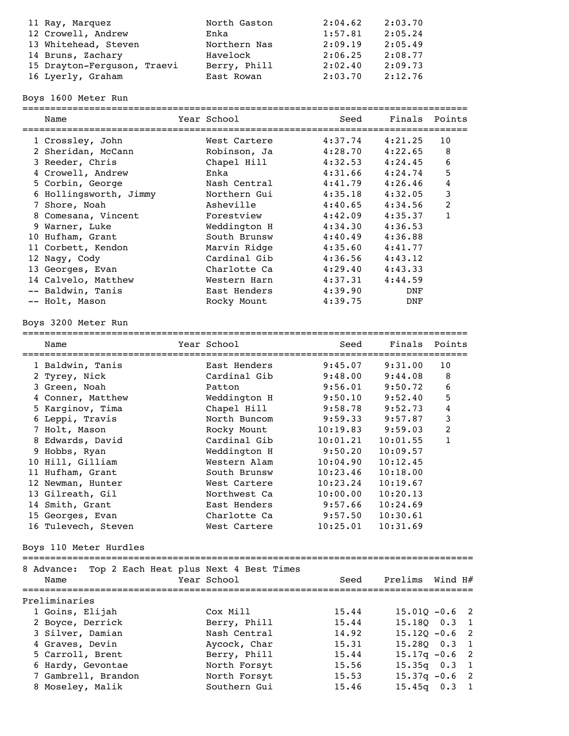| Place | Name | Year | School | Seed | Finals | Points |
|---|---|---|---|---|---|---|
| 11 | Ray, Marquez | | North Gaston | 2:04.62 | 2:03.70 | |
| 12 | Crowell, Andrew | | Enka | 1:57.81 | 2:05.24 | |
| 13 | Whitehead, Steven | | Northern Nas | 2:09.19 | 2:05.49 | |
| 14 | Bruns, Zachary | | Havelock | 2:06.25 | 2:08.77 | |
| 15 | Drayton-Ferguson, Traevi | | Berry, Phill | 2:02.40 | 2:09.73 | |
| 16 | Lyerly, Graham | | East Rowan | 2:03.70 | 2:12.76 | |

## Boys 1600 Meter Run

| Place | Name | Year | School | Seed | Finals | Points |
|---|---|---|---|---|---|---|
| 1 | Crossley, John | | West Cartere | 4:37.74 | 4:21.25 | 10 |
| 2 | Sheridan, McCann | | Robinson, Ja | 4:28.70 | 4:22.65 | 8 |
| 3 | Reeder, Chris | | Chapel Hill | 4:32.53 | 4:24.45 | 6 |
| 4 | Crowell, Andrew | | Enka | 4:31.66 | 4:24.74 | 5 |
| 5 | Corbin, George | | Nash Central | 4:41.79 | 4:26.46 | 4 |
| 6 | Hollingsworth, Jimmy | | Northern Gui | 4:35.18 | 4:32.05 | 3 |
| 7 | Shore, Noah | | Asheville | 4:40.65 | 4:34.56 | 2 |
| 8 | Comesana, Vincent | | Forestview | 4:42.09 | 4:35.37 | 1 |
| 9 | Warner, Luke | | Weddington H | 4:34.30 | 4:36.53 | |
| 10 | Hufham, Grant | | South Brunsw | 4:40.49 | 4:36.88 | |
| 11 | Corbett, Kendon | | Marvin Ridge | 4:35.60 | 4:41.77 | |
| 12 | Nagy, Cody | | Cardinal Gib | 4:36.56 | 4:43.12 | |
| 13 | Georges, Evan | | Charlotte Ca | 4:29.40 | 4:43.33 | |
| 14 | Calvelo, Matthew | | Western Harn | 4:37.31 | 4:44.59 | |
| -- | Baldwin, Tanis | | East Henders | 4:39.90 | DNF | |
| -- | Holt, Mason | | Rocky Mount | 4:39.75 | DNF | |

## Boys 3200 Meter Run

| Place | Name | Year | School | Seed | Finals | Points |
|---|---|---|---|---|---|---|
| 1 | Baldwin, Tanis | | East Henders | 9:45.07 | 9:31.00 | 10 |
| 2 | Tyrey, Nick | | Cardinal Gib | 9:48.00 | 9:44.08 | 8 |
| 3 | Green, Noah | | Patton | 9:56.01 | 9:50.72 | 6 |
| 4 | Conner, Matthew | | Weddington H | 9:50.10 | 9:52.40 | 5 |
| 5 | Karginov, Tima | | Chapel Hill | 9:58.78 | 9:52.73 | 4 |
| 6 | Leppi, Travis | | North Buncom | 9:59.33 | 9:57.87 | 3 |
| 7 | Holt, Mason | | Rocky Mount | 10:19.83 | 9:59.03 | 2 |
| 8 | Edwards, David | | Cardinal Gib | 10:01.21 | 10:01.55 | 1 |
| 9 | Hobbs, Ryan | | Weddington H | 9:50.20 | 10:09.57 | |
| 10 | Hill, Gilliam | | Western Alam | 10:04.90 | 10:12.45 | |
| 11 | Hufham, Grant | | South Brunsw | 10:23.46 | 10:18.00 | |
| 12 | Newman, Hunter | | West Cartere | 10:23.24 | 10:19.67 | |
| 13 | Gilreath, Gil | | Northwest Ca | 10:00.00 | 10:20.13 | |
| 14 | Smith, Grant | | East Henders | 9:57.66 | 10:24.69 | |
| 15 | Georges, Evan | | Charlotte Ca | 9:57.50 | 10:30.61 | |
| 16 | Tulevech, Steven | | West Cartere | 10:25.01 | 10:31.69 | |

## Boys 110 Meter Hurdles

8 Advance: Top 2 Each Heat plus Next 4 Best Times

Preliminaries

| Place | Name | Year | School | Seed | Prelims | Wind | H# |
|---|---|---|---|---|---|---|---|
| 1 | Goins, Elijah | | Cox Mill | 15.44 | 15.01Q | -0.6 | 2 |
| 2 | Boyce, Derrick | | Berry, Phill | 15.44 | 15.18Q | 0.3 | 1 |
| 3 | Silver, Damian | | Nash Central | 14.92 | 15.12Q | -0.6 | 2 |
| 4 | Graves, Devin | | Aycock, Char | 15.31 | 15.28Q | 0.3 | 1 |
| 5 | Carroll, Brent | | Berry, Phill | 15.44 | 15.17q | -0.6 | 2 |
| 6 | Hardy, Gevontae | | North Forsyt | 15.56 | 15.35q | 0.3 | 1 |
| 7 | Gambrell, Brandon | | North Forsyt | 15.53 | 15.37q | -0.6 | 2 |
| 8 | Moseley, Malik | | Southern Gui | 15.46 | 15.45q | 0.3 | 1 |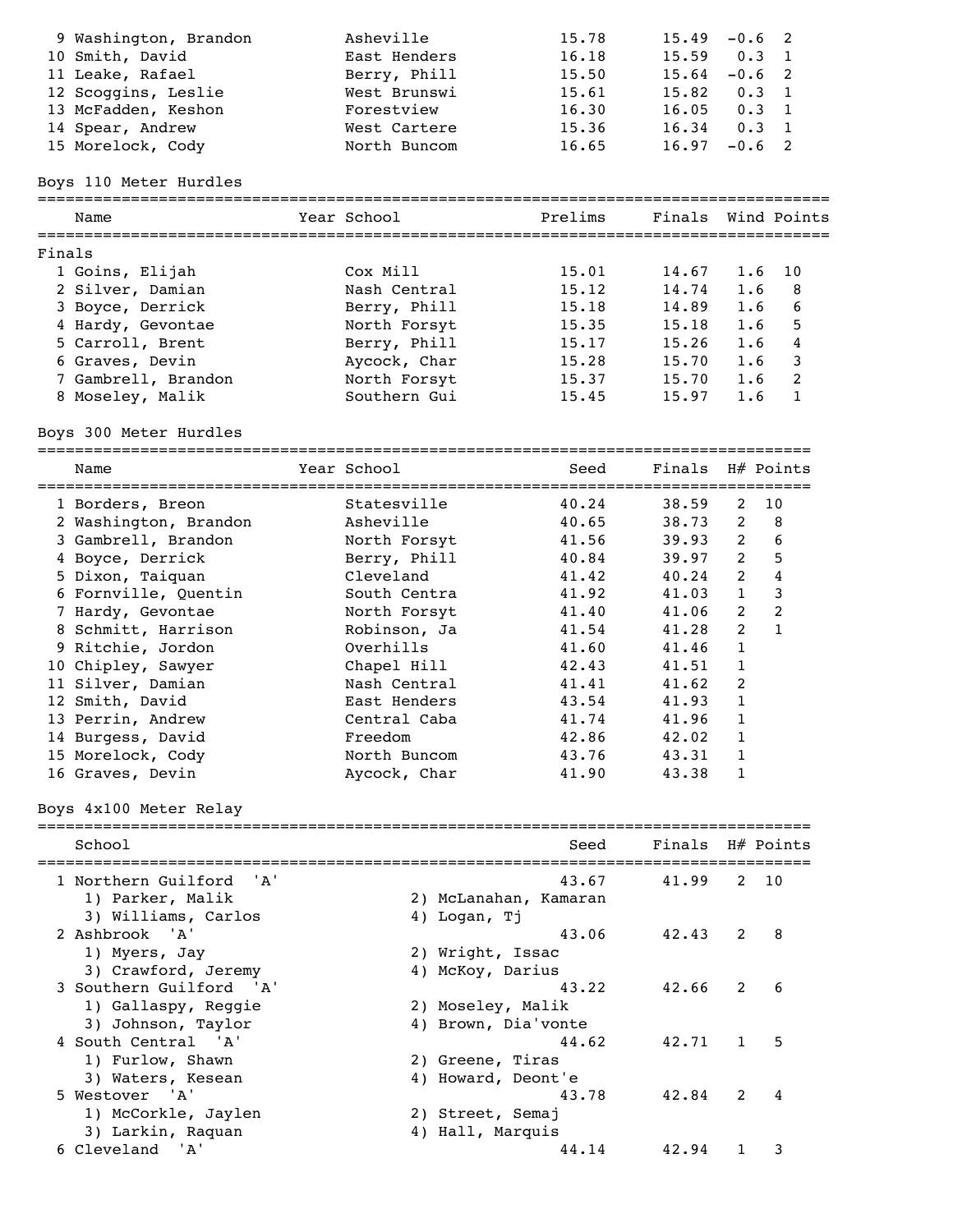| | Name | Year | School | Prelims | Finals | Wind | Points |
|---|---|---|---|---|---|---|---|
| 9 | Washington, Brandon | | Asheville | 15.78 | 15.49 | -0.6 | 2 |
| 10 | Smith, David | | East Henders | 16.18 | 15.59 | 0.3 | 1 |
| 11 | Leake, Rafael | | Berry, Phill | 15.50 | 15.64 | -0.6 | 2 |
| 12 | Scoggins, Leslie | | West Brunswi | 15.61 | 15.82 | 0.3 | 1 |
| 13 | McFadden, Keshon | | Forestview | 16.30 | 16.05 | 0.3 | 1 |
| 14 | Spear, Andrew | | West Cartere | 15.36 | 16.34 | 0.3 | 1 |
| 15 | Morelock, Cody | | North Buncom | 16.65 | 16.97 | -0.6 | 2 |

## Boys 110 Meter Hurdles

Finals

| | Name | Year | School | Prelims | Finals | Wind | Points |
|---|---|---|---|---|---|---|---|
| 1 | Goins, Elijah | | Cox Mill | 15.01 | 14.67 | 1.6 | 10 |
| 2 | Silver, Damian | | Nash Central | 15.12 | 14.74 | 1.6 | 8 |
| 3 | Boyce, Derrick | | Berry, Phill | 15.18 | 14.89 | 1.6 | 6 |
| 4 | Hardy, Gevontae | | North Forsyt | 15.35 | 15.18 | 1.6 | 5 |
| 5 | Carroll, Brent | | Berry, Phill | 15.17 | 15.26 | 1.6 | 4 |
| 6 | Graves, Devin | | Aycock, Char | 15.28 | 15.70 | 1.6 | 3 |
| 7 | Gambrell, Brandon | | North Forsyt | 15.37 | 15.70 | 1.6 | 2 |
| 8 | Moseley, Malik | | Southern Gui | 15.45 | 15.97 | 1.6 | 1 |

## Boys 300 Meter Hurdles

| | Name | Year | School | Seed | Finals | H# | Points |
|---|---|---|---|---|---|---|---|
| 1 | Borders, Breon | | Statesville | 40.24 | 38.59 | 2 | 10 |
| 2 | Washington, Brandon | | Asheville | 40.65 | 38.73 | 2 | 8 |
| 3 | Gambrell, Brandon | | North Forsyt | 41.56 | 39.93 | 2 | 6 |
| 4 | Boyce, Derrick | | Berry, Phill | 40.84 | 39.97 | 2 | 5 |
| 5 | Dixon, Taiquan | | Cleveland | 41.42 | 40.24 | 2 | 4 |
| 6 | Fornville, Quentin | | South Centra | 41.92 | 41.03 | 1 | 3 |
| 7 | Hardy, Gevontae | | North Forsyt | 41.40 | 41.06 | 2 | 2 |
| 8 | Schmitt, Harrison | | Robinson, Ja | 41.54 | 41.28 | 2 | 1 |
| 9 | Ritchie, Jordon | | Overhills | 41.60 | 41.46 | 1 | |
| 10 | Chipley, Sawyer | | Chapel Hill | 42.43 | 41.51 | 1 | |
| 11 | Silver, Damian | | Nash Central | 41.41 | 41.62 | 2 | |
| 12 | Smith, David | | East Henders | 43.54 | 41.93 | 1 | |
| 13 | Perrin, Andrew | | Central Caba | 41.74 | 41.96 | 1 | |
| 14 | Burgess, David | | Freedom | 42.86 | 42.02 | 1 | |
| 15 | Morelock, Cody | | North Buncom | 43.76 | 43.31 | 1 | |
| 16 | Graves, Devin | | Aycock, Char | 41.90 | 43.38 | 1 | |

## Boys 4x100 Meter Relay

| | School | Seed | Finals | H# | Points |
|---|---|---|---|---|---|
| 1 | Northern Guilford 'A' | 43.67 | 41.99 | 2 | 10 |
| | 1) Parker, Malik; 2) McLanahan, Kamaran; 3) Williams, Carlos; 4) Logan, Tj | | | | |
| 2 | Ashbrook 'A' | 43.06 | 42.43 | 2 | 8 |
| | 1) Myers, Jay; 2) Wright, Issac; 3) Crawford, Jeremy; 4) McKoy, Darius | | | | |
| 3 | Southern Guilford 'A' | 43.22 | 42.66 | 2 | 6 |
| | 1) Gallaspy, Reggie; 2) Moseley, Malik; 3) Johnson, Taylor; 4) Brown, Dia'vonte | | | | |
| 4 | South Central 'A' | 44.62 | 42.71 | 1 | 5 |
| | 1) Furlow, Shawn; 2) Greene, Tiras; 3) Waters, Kesean; 4) Howard, Deont'e | | | | |
| 5 | Westover 'A' | 43.78 | 42.84 | 2 | 4 |
| | 1) McCorkle, Jaylen; 2) Street, Semaj; 3) Larkin, Raquan; 4) Hall, Marquis | | | | |
| 6 | Cleveland 'A' | 44.14 | 42.94 | 1 | 3 |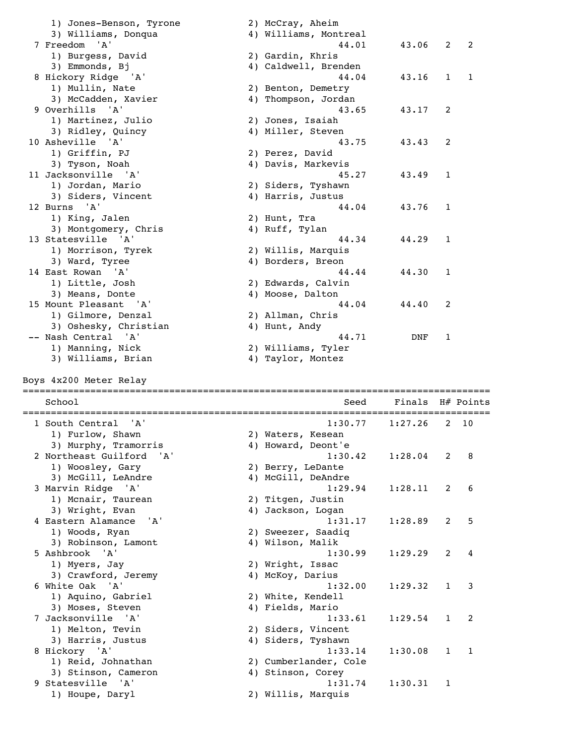```
    1) Jones-Benson, Tyrone          2) McCray, Aheim
    3) Williams, Donqua              4) Williams, Montreal
  7 Freedom  'A'                                  44.01      43.06   2   2
    1) Burgess, David                2) Gardin, Khris
    3) Emmonds, Bj                   4) Caldwell, Brenden
  8 Hickory Ridge  'A'                            44.04      43.16   1   1
    1) Mullin, Nate                  2) Benton, Demetry
    3) McCadden, Xavier              4) Thompson, Jordan
  9 Overhills  'A'                                43.65      43.17   2
    1) Martinez, Julio               2) Jones, Isaiah
    3) Ridley, Quincy                4) Miller, Steven
 10 Asheville  'A'                                43.75      43.43   2
    1) Griffin, PJ                   2) Perez, David
    3) Tyson, Noah                   4) Davis, Markevis
 11 Jacksonville  'A'                             45.27      43.49   1
    1) Jordan, Mario                 2) Siders, Tyshawn
    3) Siders, Vincent               4) Harris, Justus
 12 Burns  'A'                                    44.04      43.76   1
    1) King, Jalen                   2) Hunt, Tra
    3) Montgomery, Chris             4) Ruff, Tylan
 13 Statesville  'A'                              44.34      44.29   1
    1) Morrison, Tyrek               2) Willis, Marquis
    3) Ward, Tyree                   4) Borders, Breon
 14 East Rowan  'A'                               44.44      44.30   1
    1) Little, Josh                  2) Edwards, Calvin
    3) Means, Donte                  4) Moose, Dalton
 15 Mount Pleasant  'A'                           44.04      44.40   2
    1) Gilmore, Denzal               2) Allman, Chris
    3) Oshesky, Christian            4) Hunt, Andy
 -- Nash Central  'A'                             44.71        DNF   1
    1) Manning, Nick                 2) Williams, Tyler
    3) Williams, Brian               4) Taylor, Montez
```

Boys 4x200 Meter Relay

```
================================================================================
    School                                          Seed    Finals  H# Points
================================================================================
  1 South Central  'A'                            1:30.77    1:27.26   2  10
    1) Furlow, Shawn                 2) Waters, Kesean
    3) Murphy, Tramorris             4) Howard, Deont'e
  2 Northeast Guilford  'A'                       1:30.42    1:28.04   2   8
    1) Woosley, Gary                 2) Berry, LeDante
    3) McGill, LeAndre               4) McGill, DeAndre
  3 Marvin Ridge  'A'                             1:29.94    1:28.11   2   6
    1) Mcnair, Taurean               2) Titgen, Justin
    3) Wright, Evan                  4) Jackson, Logan
  4 Eastern Alamance  'A'                         1:31.17    1:28.89   2   5
    1) Woods, Ryan                   2) Sweezer, Saadiq
    3) Robinson, Lamont              4) Wilson, Malik
  5 Ashbrook  'A'                                 1:30.99    1:29.29   2   4
    1) Myers, Jay                    2) Wright, Issac
    3) Crawford, Jeremy              4) McKoy, Darius
  6 White Oak  'A'                                1:32.00    1:29.32   1   3
    1) Aquino, Gabriel               2) White, Kendell
    3) Moses, Steven                 4) Fields, Mario
  7 Jacksonville  'A'                             1:33.61    1:29.54   1   2
    1) Melton, Tevin                 2) Siders, Vincent
    3) Harris, Justus                4) Siders, Tyshawn
  8 Hickory  'A'                                  1:33.14    1:30.08   1   1
    1) Reid, Johnathan               2) Cumberlander, Cole
    3) Stinson, Cameron              4) Stinson, Corey
  9 Statesville  'A'                              1:31.74    1:30.31   1
    1) Houpe, Daryl                  2) Willis, Marquis
```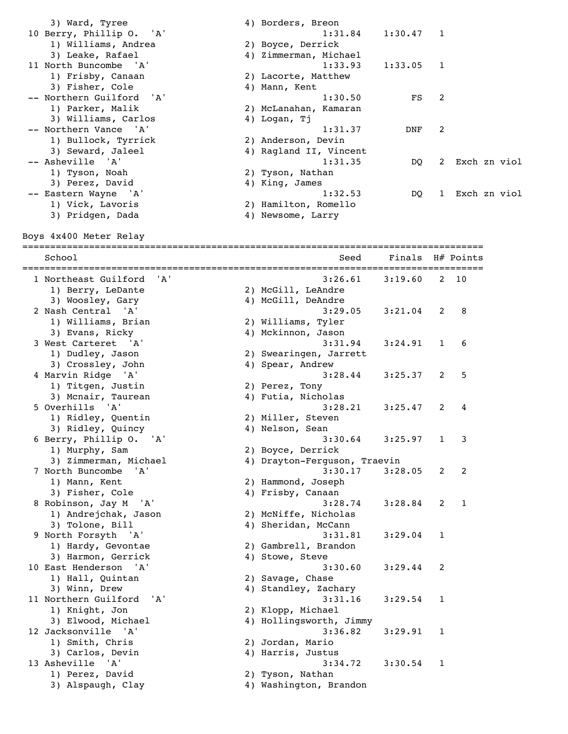| Place | School | Seed | Finals | H# | Points | Notes |
|---|---|---|---|---|---|---|
| | 3) Ward, Tyree; 4) Borders, Breon | | | | | |
| 10 | Berry, Phillip O. 'A' | 1:31.84 | 1:30.47 | 1 | | |
| | 1) Williams, Andrea; 2) Boyce, Derrick; 3) Leake, Rafael; 4) Zimmerman, Michael | | | | | |
| 11 | North Buncombe 'A' | 1:33.93 | 1:33.05 | 1 | | |
| | 1) Frisby, Canaan; 2) Lacorte, Matthew; 3) Fisher, Cole; 4) Mann, Kent | | | | | |
| -- | Northern Guilford 'A' | 1:30.50 | FS | 2 | | |
| | 1) Parker, Malik; 2) McLanahan, Kamaran; 3) Williams, Carlos; 4) Logan, Tj | | | | | |
| -- | Northern Vance 'A' | 1:31.37 | DNF | 2 | | |
| | 1) Bullock, Tyrrick; 2) Anderson, Devin; 3) Seward, Jaleel; 4) Ragland II, Vincent | | | | | |
| -- | Asheville 'A' | 1:31.35 | DQ | 2 | | Exch zn viol |
| | 1) Tyson, Noah; 2) Tyson, Nathan; 3) Perez, David; 4) King, James | | | | | |
| -- | Eastern Wayne 'A' | 1:32.53 | DQ | 1 | | Exch zn viol |
| | 1) Vick, Lavoris; 2) Hamilton, Romello; 3) Pridgen, Dada; 4) Newsome, Larry | | | | | |

## Boys 4x400 Meter Relay

| Place | School | Seed | Finals | H# | Points |
|---|---|---|---|---|---|
| 1 | Northeast Guilford 'A' | 3:26.61 | 3:19.60 | 2 | 10 |
| | 1) Berry, LeDante; 2) McGill, LeAndre; 3) Woosley, Gary; 4) McGill, DeAndre | | | | |
| 2 | Nash Central 'A' | 3:29.05 | 3:21.04 | 2 | 8 |
| | 1) Williams, Brian; 2) Williams, Tyler; 3) Evans, Ricky; 4) Mckinnon, Jason | | | | |
| 3 | West Carteret 'A' | 3:31.94 | 3:24.91 | 1 | 6 |
| | 1) Dudley, Jason; 2) Swearingen, Jarrett; 3) Crossley, John; 4) Spear, Andrew | | | | |
| 4 | Marvin Ridge 'A' | 3:28.44 | 3:25.37 | 2 | 5 |
| | 1) Titgen, Justin; 2) Perez, Tony; 3) Mcnair, Taurean; 4) Futia, Nicholas | | | | |
| 5 | Overhills 'A' | 3:28.21 | 3:25.47 | 2 | 4 |
| | 1) Ridley, Quentin; 2) Miller, Steven; 3) Ridley, Quincy; 4) Nelson, Sean | | | | |
| 6 | Berry, Phillip O. 'A' | 3:30.64 | 3:25.97 | 1 | 3 |
| | 1) Murphy, Sam; 2) Boyce, Derrick; 3) Zimmerman, Michael; 4) Drayton-Ferguson, Traevin | | | | |
| 7 | North Buncombe 'A' | 3:30.17 | 3:28.05 | 2 | 2 |
| | 1) Mann, Kent; 2) Hammond, Joseph; 3) Fisher, Cole; 4) Frisby, Canaan | | | | |
| 8 | Robinson, Jay M 'A' | 3:28.74 | 3:28.84 | 2 | 1 |
| | 1) Andrejchak, Jason; 2) McNiffe, Nicholas; 3) Tolone, Bill; 4) Sheridan, McCann | | | | |
| 9 | North Forsyth 'A' | 3:31.81 | 3:29.04 | 1 | |
| | 1) Hardy, Gevontae; 2) Gambrell, Brandon; 3) Harmon, Gerrick; 4) Stowe, Steve | | | | |
| 10 | East Henderson 'A' | 3:30.60 | 3:29.44 | 2 | |
| | 1) Hall, Quintan; 2) Savage, Chase; 3) Winn, Drew; 4) Standley, Zachary | | | | |
| 11 | Northern Guilford 'A' | 3:31.16 | 3:29.54 | 1 | |
| | 1) Knight, Jon; 2) Klopp, Michael; 3) Elwood, Michael; 4) Hollingsworth, Jimmy | | | | |
| 12 | Jacksonville 'A' | 3:36.82 | 3:29.91 | 1 | |
| | 1) Smith, Chris; 2) Jordan, Mario; 3) Carlos, Devin; 4) Harris, Justus | | | | |
| 13 | Asheville 'A' | 3:34.72 | 3:30.54 | 1 | |
| | 1) Perez, David; 2) Tyson, Nathan; 3) Alspaugh, Clay; 4) Washington, Brandon | | | | |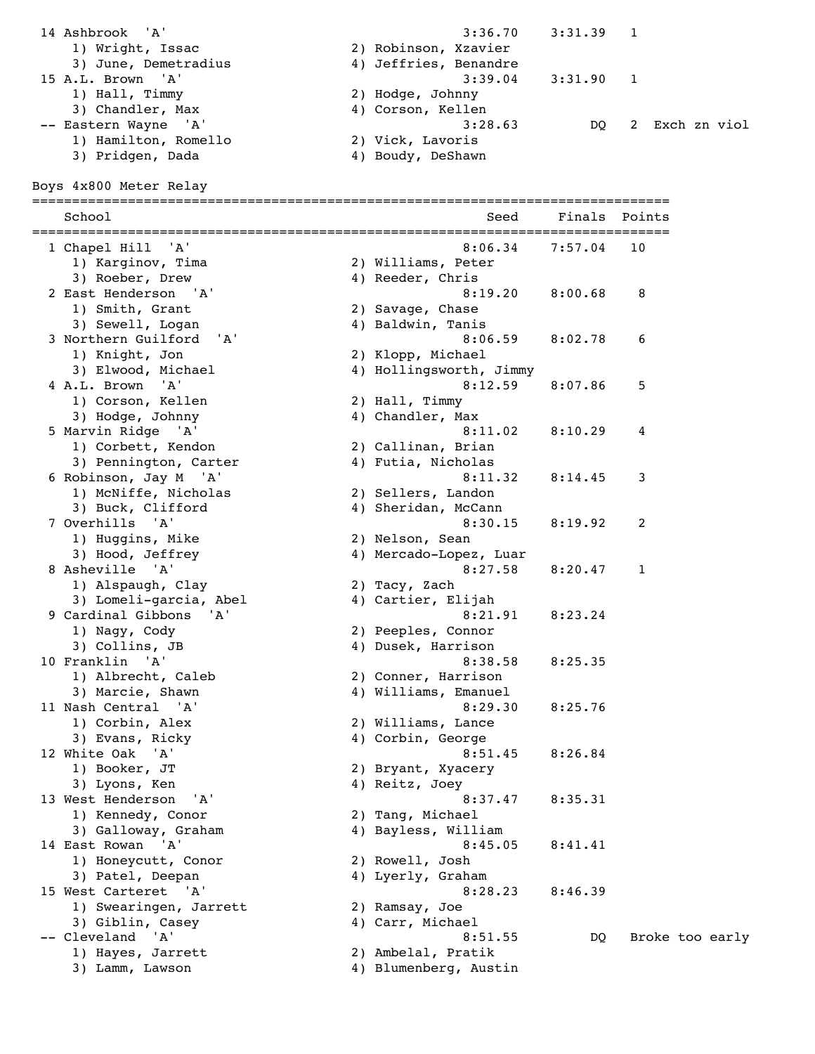| | School | Seed | Finals | Points | |
|---|---|---|---|---|---|
| 14 | Ashbrook 'A' | 3:36.70 | 3:31.39 | 1 | |
| | 1) Wright, Issac; 2) Robinson, Xzavier; 3) June, Demetradius; 4) Jeffries, Benandre | | | | |
| 15 | A.L. Brown 'A' | 3:39.04 | 3:31.90 | 1 | |
| | 1) Hall, Timmy; 2) Hodge, Johnny; 3) Chandler, Max; 4) Corson, Kellen | | | | |
| -- | Eastern Wayne 'A' | 3:28.63 | DQ | 2 | Exch zn viol |
| | 1) Hamilton, Romello; 2) Vick, Lavoris; 3) Pridgen, Dada; 4) Boudy, DeShawn | | | | |

## Boys 4x800 Meter Relay

| | School | Seed | Finals | Points |
|---|---|---|---|---|
| 1 | Chapel Hill 'A' | 8:06.34 | 7:57.04 | 10 |
| | 1) Karginov, Tima; 2) Williams, Peter; 3) Roeber, Drew; 4) Reeder, Chris | | | |
| 2 | East Henderson 'A' | 8:19.20 | 8:00.68 | 8 |
| | 1) Smith, Grant; 2) Savage, Chase; 3) Sewell, Logan; 4) Baldwin, Tanis | | | |
| 3 | Northern Guilford 'A' | 8:06.59 | 8:02.78 | 6 |
| | 1) Knight, Jon; 2) Klopp, Michael; 3) Elwood, Michael; 4) Hollingsworth, Jimmy | | | |
| 4 | A.L. Brown 'A' | 8:12.59 | 8:07.86 | 5 |
| | 1) Corson, Kellen; 2) Hall, Timmy; 3) Hodge, Johnny; 4) Chandler, Max | | | |
| 5 | Marvin Ridge 'A' | 8:11.02 | 8:10.29 | 4 |
| | 1) Corbett, Kendon; 2) Callinan, Brian; 3) Pennington, Carter; 4) Futia, Nicholas | | | |
| 6 | Robinson, Jay M 'A' | 8:11.32 | 8:14.45 | 3 |
| | 1) McNiffe, Nicholas; 2) Sellers, Landon; 3) Buck, Clifford; 4) Sheridan, McCann | | | |
| 7 | Overhills 'A' | 8:30.15 | 8:19.92 | 2 |
| | 1) Huggins, Mike; 2) Nelson, Sean; 3) Hood, Jeffrey; 4) Mercado-Lopez, Luar | | | |
| 8 | Asheville 'A' | 8:27.58 | 8:20.47 | 1 |
| | 1) Alspaugh, Clay; 2) Tacy, Zach; 3) Lomeli-garcia, Abel; 4) Cartier, Elijah | | | |
| 9 | Cardinal Gibbons 'A' | 8:21.91 | 8:23.24 | |
| | 1) Nagy, Cody; 2) Peeples, Connor; 3) Collins, JB; 4) Dusek, Harrison | | | |
| 10 | Franklin 'A' | 8:38.58 | 8:25.35 | |
| | 1) Albrecht, Caleb; 2) Conner, Harrison; 3) Marcie, Shawn; 4) Williams, Emanuel | | | |
| 11 | Nash Central 'A' | 8:29.30 | 8:25.76 | |
| | 1) Corbin, Alex; 2) Williams, Lance; 3) Evans, Ricky; 4) Corbin, George | | | |
| 12 | White Oak 'A' | 8:51.45 | 8:26.84 | |
| | 1) Booker, JT; 2) Bryant, Xyacery; 3) Lyons, Ken; 4) Reitz, Joey | | | |
| 13 | West Henderson 'A' | 8:37.47 | 8:35.31 | |
| | 1) Kennedy, Conor; 2) Tang, Michael; 3) Galloway, Graham; 4) Bayless, William | | | |
| 14 | East Rowan 'A' | 8:45.05 | 8:41.41 | |
| | 1) Honeycutt, Conor; 2) Rowell, Josh; 3) Patel, Deepan; 4) Lyerly, Graham | | | |
| 15 | West Carteret 'A' | 8:28.23 | 8:46.39 | |
| | 1) Swearingen, Jarrett; 2) Ramsay, Joe; 3) Giblin, Casey; 4) Carr, Michael | | | |
| -- | Cleveland 'A' | 8:51.55 | DQ | Broke too early |
| | 1) Hayes, Jarrett; 2) Ambelal, Pratik; 3) Lamm, Lawson; 4) Blumenberg, Austin | | | |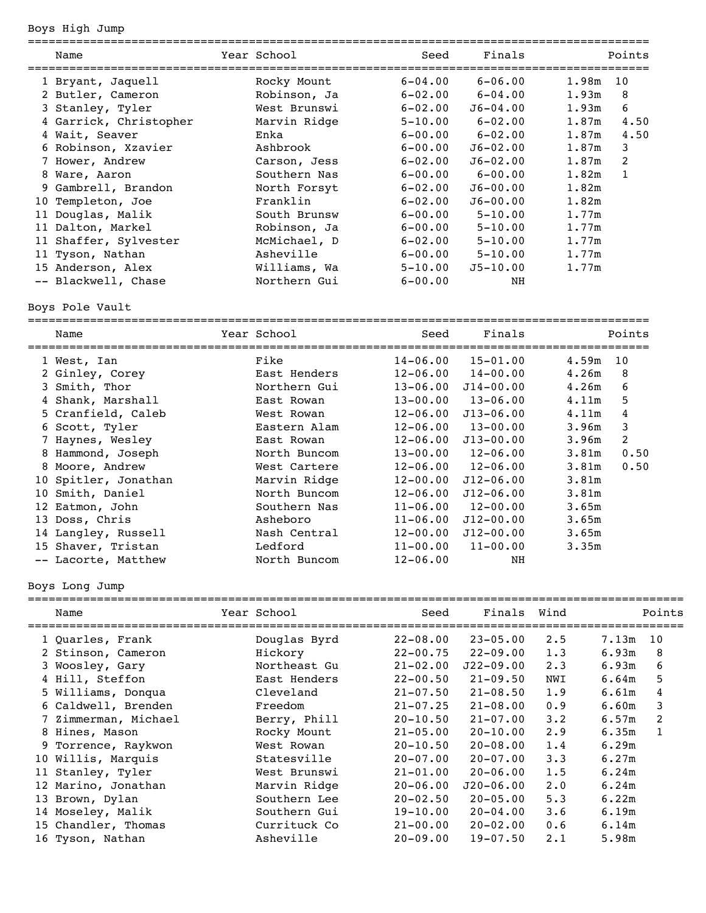## Boys High Jump

| Place | Name | Year | School | Seed | Finals | | Points |
|---|---|---|---|---|---|---|---|
| 1 | Bryant, Jaquell | | Rocky Mount | 6-04.00 | 6-06.00 | 1.98m | 10 |
| 2 | Butler, Cameron | | Robinson, Ja | 6-02.00 | 6-04.00 | 1.93m | 8 |
| 3 | Stanley, Tyler | | West Brunswi | 6-02.00 | J6-04.00 | 1.93m | 6 |
| 4 | Garrick, Christopher | | Marvin Ridge | 5-10.00 | 6-02.00 | 1.87m | 4.50 |
| 4 | Wait, Seaver | | Enka | 6-00.00 | 6-02.00 | 1.87m | 4.50 |
| 6 | Robinson, Xzavier | | Ashbrook | 6-00.00 | J6-02.00 | 1.87m | 3 |
| 7 | Hower, Andrew | | Carson, Jess | 6-02.00 | J6-02.00 | 1.87m | 2 |
| 8 | Ware, Aaron | | Southern Nas | 6-00.00 | 6-00.00 | 1.82m | 1 |
| 9 | Gambrell, Brandon | | North Forsyt | 6-02.00 | J6-00.00 | 1.82m | |
| 10 | Templeton, Joe | | Franklin | 6-02.00 | J6-00.00 | 1.82m | |
| 11 | Douglas, Malik | | South Brunsw | 6-00.00 | 5-10.00 | 1.77m | |
| 11 | Dalton, Markel | | Robinson, Ja | 6-00.00 | 5-10.00 | 1.77m | |
| 11 | Shaffer, Sylvester | | McMichael, D | 6-02.00 | 5-10.00 | 1.77m | |
| 11 | Tyson, Nathan | | Asheville | 6-00.00 | 5-10.00 | 1.77m | |
| 15 | Anderson, Alex | | Williams, Wa | 5-10.00 | J5-10.00 | 1.77m | |
| -- | Blackwell, Chase | | Northern Gui | 6-00.00 | NH | | |

## Boys Pole Vault

| Place | Name | Year | School | Seed | Finals | | Points |
|---|---|---|---|---|---|---|---|
| 1 | West, Ian | | Fike | 14-06.00 | 15-01.00 | 4.59m | 10 |
| 2 | Ginley, Corey | | East Henders | 12-06.00 | 14-00.00 | 4.26m | 8 |
| 3 | Smith, Thor | | Northern Gui | 13-06.00 | J14-00.00 | 4.26m | 6 |
| 4 | Shank, Marshall | | East Rowan | 13-00.00 | 13-06.00 | 4.11m | 5 |
| 5 | Cranfield, Caleb | | West Rowan | 12-06.00 | J13-06.00 | 4.11m | 4 |
| 6 | Scott, Tyler | | Eastern Alam | 12-06.00 | 13-00.00 | 3.96m | 3 |
| 7 | Haynes, Wesley | | East Rowan | 12-06.00 | J13-00.00 | 3.96m | 2 |
| 8 | Hammond, Joseph | | North Buncom | 13-00.00 | 12-06.00 | 3.81m | 0.50 |
| 8 | Moore, Andrew | | West Cartere | 12-06.00 | 12-06.00 | 3.81m | 0.50 |
| 10 | Spitler, Jonathan | | Marvin Ridge | 12-00.00 | J12-06.00 | 3.81m | |
| 10 | Smith, Daniel | | North Buncom | 12-06.00 | J12-06.00 | 3.81m | |
| 12 | Eatmon, John | | Southern Nas | 11-06.00 | 12-00.00 | 3.65m | |
| 13 | Doss, Chris | | Asheboro | 11-06.00 | J12-00.00 | 3.65m | |
| 14 | Langley, Russell | | Nash Central | 12-00.00 | J12-00.00 | 3.65m | |
| 15 | Shaver, Tristan | | Ledford | 11-00.00 | 11-00.00 | 3.35m | |
| -- | Lacorte, Matthew | | North Buncom | 12-06.00 | NH | | |

## Boys Long Jump

| Place | Name | Year | School | Seed | Finals | Wind | | Points |
|---|---|---|---|---|---|---|---|---|
| 1 | Quarles, Frank | | Douglas Byrd | 22-08.00 | 23-05.00 | 2.5 | 7.13m | 10 |
| 2 | Stinson, Cameron | | Hickory | 22-00.75 | 22-09.00 | 1.3 | 6.93m | 8 |
| 3 | Woosley, Gary | | Northeast Gu | 21-02.00 | J22-09.00 | 2.3 | 6.93m | 6 |
| 4 | Hill, Steffon | | East Henders | 22-00.50 | 21-09.50 | NWI | 6.64m | 5 |
| 5 | Williams, Donqua | | Cleveland | 21-07.50 | 21-08.50 | 1.9 | 6.61m | 4 |
| 6 | Caldwell, Brenden | | Freedom | 21-07.25 | 21-08.00 | 0.9 | 6.60m | 3 |
| 7 | Zimmerman, Michael | | Berry, Phill | 20-10.50 | 21-07.00 | 3.2 | 6.57m | 2 |
| 8 | Hines, Mason | | Rocky Mount | 21-05.00 | 20-10.00 | 2.9 | 6.35m | 1 |
| 9 | Torrence, Raykwon | | West Rowan | 20-10.50 | 20-08.00 | 1.4 | 6.29m | |
| 10 | Willis, Marquis | | Statesville | 20-07.00 | 20-07.00 | 3.3 | 6.27m | |
| 11 | Stanley, Tyler | | West Brunswi | 21-01.00 | 20-06.00 | 1.5 | 6.24m | |
| 12 | Marino, Jonathan | | Marvin Ridge | 20-06.00 | J20-06.00 | 2.0 | 6.24m | |
| 13 | Brown, Dylan | | Southern Lee | 20-02.50 | 20-05.00 | 5.3 | 6.22m | |
| 14 | Moseley, Malik | | Southern Gui | 19-10.00 | 20-04.00 | 3.6 | 6.19m | |
| 15 | Chandler, Thomas | | Currituck Co | 21-00.00 | 20-02.00 | 0.6 | 6.14m | |
| 16 | Tyson, Nathan | | Asheville | 20-09.00 | 19-07.50 | 2.1 | 5.98m | |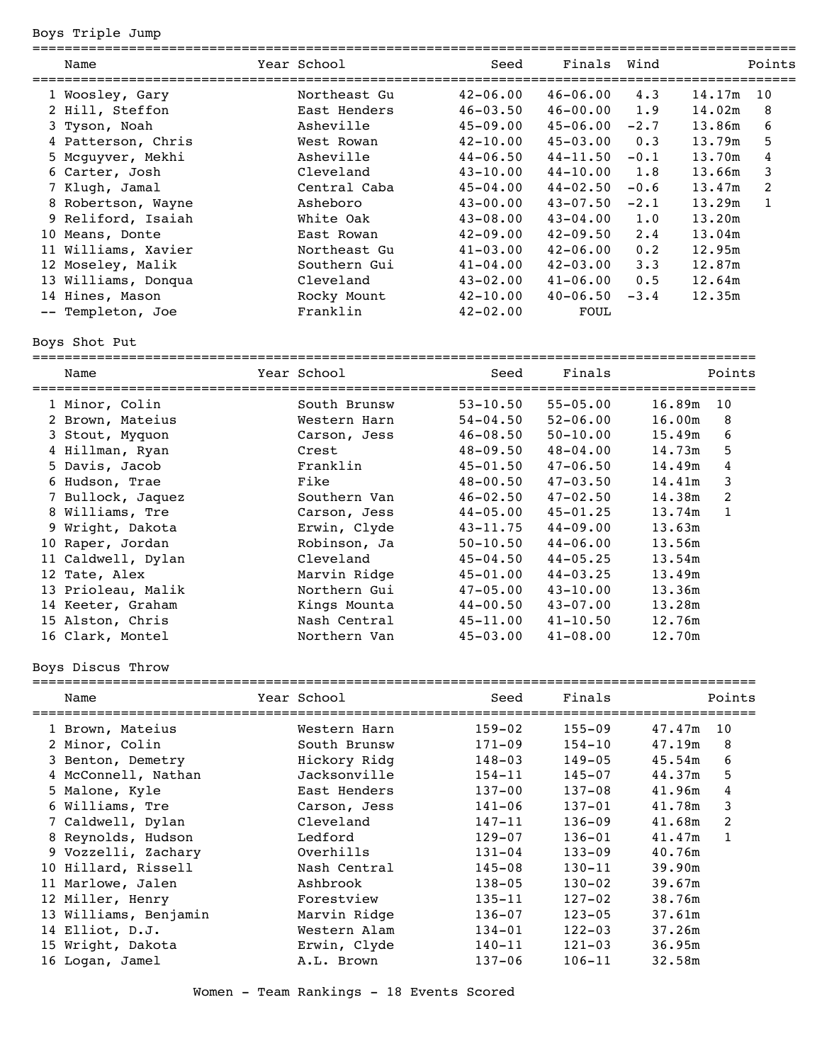## Boys Triple Jump

| | Name | Year | School | Seed | Finals | Wind | | Points |
|---|---|---|---|---|---|---|---|---|
| 1 | Woosley, Gary | | Northeast Gu | 42-06.00 | 46-06.00 | 4.3 | 14.17m | 10 |
| 2 | Hill, Steffon | | East Henders | 46-03.50 | 46-00.00 | 1.9 | 14.02m | 8 |
| 3 | Tyson, Noah | | Asheville | 45-09.00 | 45-06.00 | -2.7 | 13.86m | 6 |
| 4 | Patterson, Chris | | West Rowan | 42-10.00 | 45-03.00 | 0.3 | 13.79m | 5 |
| 5 | Mcguyver, Mekhi | | Asheville | 44-06.50 | 44-11.50 | -0.1 | 13.70m | 4 |
| 6 | Carter, Josh | | Cleveland | 43-10.00 | 44-10.00 | 1.8 | 13.66m | 3 |
| 7 | Klugh, Jamal | | Central Caba | 45-04.00 | 44-02.50 | -0.6 | 13.47m | 2 |
| 8 | Robertson, Wayne | | Asheboro | 43-00.00 | 43-07.50 | -2.1 | 13.29m | 1 |
| 9 | Reliford, Isaiah | | White Oak | 43-08.00 | 43-04.00 | 1.0 | 13.20m | |
| 10 | Means, Donte | | East Rowan | 42-09.00 | 42-09.50 | 2.4 | 13.04m | |
| 11 | Williams, Xavier | | Northeast Gu | 41-03.00 | 42-06.00 | 0.2 | 12.95m | |
| 12 | Moseley, Malik | | Southern Gui | 41-04.00 | 42-03.00 | 3.3 | 12.87m | |
| 13 | Williams, Donqua | | Cleveland | 43-02.00 | 41-06.00 | 0.5 | 12.64m | |
| 14 | Hines, Mason | | Rocky Mount | 42-10.00 | 40-06.50 | -3.4 | 12.35m | |
| -- | Templeton, Joe | | Franklin | 42-02.00 | FOUL | | | |

## Boys Shot Put

| | Name | Year | School | Seed | Finals | | Points |
|---|---|---|---|---|---|---|---|
| 1 | Minor, Colin | | South Brunsw | 53-10.50 | 55-05.00 | 16.89m | 10 |
| 2 | Brown, Mateius | | Western Harn | 54-04.50 | 52-06.00 | 16.00m | 8 |
| 3 | Stout, Myquon | | Carson, Jess | 46-08.50 | 50-10.00 | 15.49m | 6 |
| 4 | Hillman, Ryan | | Crest | 48-09.50 | 48-04.00 | 14.73m | 5 |
| 5 | Davis, Jacob | | Franklin | 45-01.50 | 47-06.50 | 14.49m | 4 |
| 6 | Hudson, Trae | | Fike | 48-00.50 | 47-03.50 | 14.41m | 3 |
| 7 | Bullock, Jaquez | | Southern Van | 46-02.50 | 47-02.50 | 14.38m | 2 |
| 8 | Williams, Tre | | Carson, Jess | 44-05.00 | 45-01.25 | 13.74m | 1 |
| 9 | Wright, Dakota | | Erwin, Clyde | 43-11.75 | 44-09.00 | 13.63m | |
| 10 | Raper, Jordan | | Robinson, Ja | 50-10.50 | 44-06.00 | 13.56m | |
| 11 | Caldwell, Dylan | | Cleveland | 45-04.50 | 44-05.25 | 13.54m | |
| 12 | Tate, Alex | | Marvin Ridge | 45-01.00 | 44-03.25 | 13.49m | |
| 13 | Prioleau, Malik | | Northern Gui | 47-05.00 | 43-10.00 | 13.36m | |
| 14 | Keeter, Graham | | Kings Mounta | 44-00.50 | 43-07.00 | 13.28m | |
| 15 | Alston, Chris | | Nash Central | 45-11.00 | 41-10.50 | 12.76m | |
| 16 | Clark, Montel | | Northern Van | 45-03.00 | 41-08.00 | 12.70m | |

## Boys Discus Throw

| | Name | Year | School | Seed | Finals | | Points |
|---|---|---|---|---|---|---|---|
| 1 | Brown, Mateius | | Western Harn | 159-02 | 155-09 | 47.47m | 10 |
| 2 | Minor, Colin | | South Brunsw | 171-09 | 154-10 | 47.19m | 8 |
| 3 | Benton, Demetry | | Hickory Ridg | 148-03 | 149-05 | 45.54m | 6 |
| 4 | McConnell, Nathan | | Jacksonville | 154-11 | 145-07 | 44.37m | 5 |
| 5 | Malone, Kyle | | East Henders | 137-00 | 137-08 | 41.96m | 4 |
| 6 | Williams, Tre | | Carson, Jess | 141-06 | 137-01 | 41.78m | 3 |
| 7 | Caldwell, Dylan | | Cleveland | 147-11 | 136-09 | 41.68m | 2 |
| 8 | Reynolds, Hudson | | Ledford | 129-07 | 136-01 | 41.47m | 1 |
| 9 | Vozzelli, Zachary | | Overhills | 131-04 | 133-09 | 40.76m | |
| 10 | Hillard, Rissell | | Nash Central | 145-08 | 130-11 | 39.90m | |
| 11 | Marlowe, Jalen | | Ashbrook | 138-05 | 130-02 | 39.67m | |
| 12 | Miller, Henry | | Forestview | 135-11 | 127-02 | 38.76m | |
| 13 | Williams, Benjamin | | Marvin Ridge | 136-07 | 123-05 | 37.61m | |
| 14 | Elliot, D.J. | | Western Alam | 134-01 | 122-03 | 37.26m | |
| 15 | Wright, Dakota | | Erwin, Clyde | 140-11 | 121-03 | 36.95m | |
| 16 | Logan, Jamel | | A.L. Brown | 137-06 | 106-11 | 32.58m | |

Women - Team Rankings - 18 Events Scored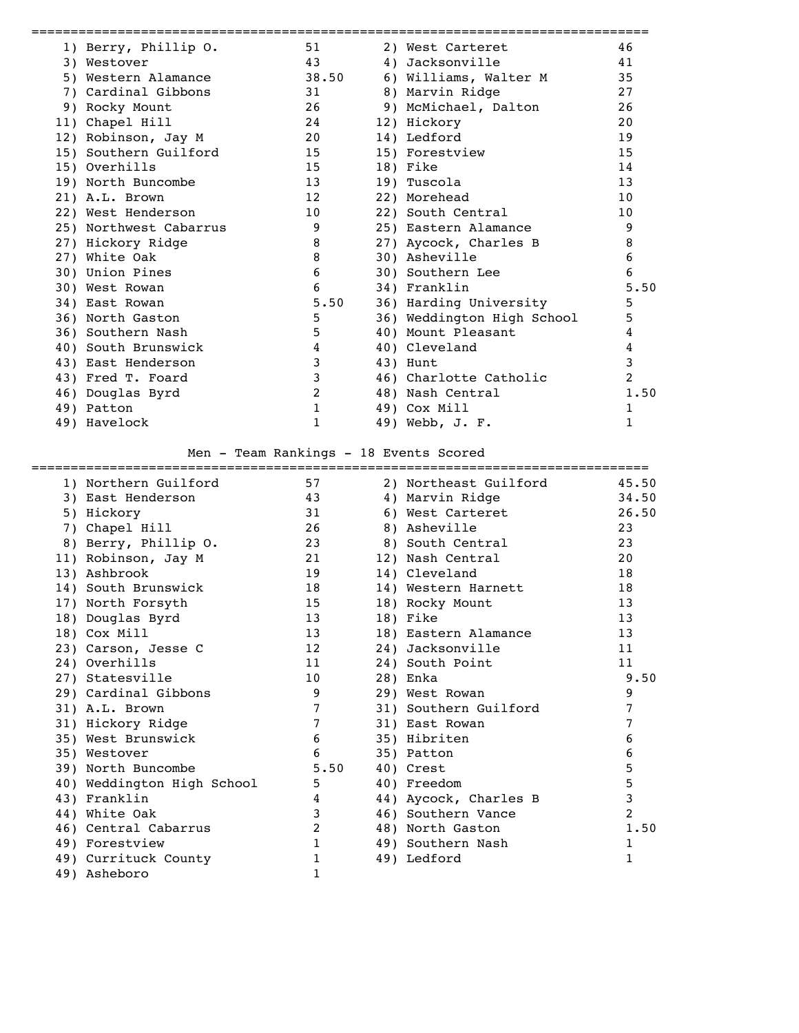| | | | |
|---|---|---|---|
| 1) Berry, Phillip O. | 51 | 2) West Carteret | 46 |
| 3) Westover | 43 | 4) Jacksonville | 41 |
| 5) Western Alamance | 38.50 | 6) Williams, Walter M | 35 |
| 7) Cardinal Gibbons | 31 | 8) Marvin Ridge | 27 |
| 9) Rocky Mount | 26 | 9) McMichael, Dalton | 26 |
| 11) Chapel Hill | 24 | 12) Hickory | 20 |
| 12) Robinson, Jay M | 20 | 14) Ledford | 19 |
| 15) Southern Guilford | 15 | 15) Forestview | 15 |
| 15) Overhills | 15 | 18) Fike | 14 |
| 19) North Buncombe | 13 | 19) Tuscola | 13 |
| 21) A.L. Brown | 12 | 22) Morehead | 10 |
| 22) West Henderson | 10 | 22) South Central | 10 |
| 25) Northwest Cabarrus | 9 | 25) Eastern Alamance | 9 |
| 27) Hickory Ridge | 8 | 27) Aycock, Charles B | 8 |
| 27) White Oak | 8 | 30) Asheville | 6 |
| 30) Union Pines | 6 | 30) Southern Lee | 6 |
| 30) West Rowan | 6 | 34) Franklin | 5.50 |
| 34) East Rowan | 5.50 | 36) Harding University | 5 |
| 36) North Gaston | 5 | 36) Weddington High School | 5 |
| 36) Southern Nash | 5 | 40) Mount Pleasant | 4 |
| 40) South Brunswick | 4 | 40) Cleveland | 4 |
| 43) East Henderson | 3 | 43) Hunt | 3 |
| 43) Fred T. Foard | 3 | 46) Charlotte Catholic | 2 |
| 46) Douglas Byrd | 2 | 48) Nash Central | 1.50 |
| 49) Patton | 1 | 49) Cox Mill | 1 |
| 49) Havelock | 1 | 49) Webb, J. F. | 1 |

## Men - Team Rankings - 18 Events Scored

| | | | |
|---|---|---|---|
| 1) Northern Guilford | 57 | 2) Northeast Guilford | 45.50 |
| 3) East Henderson | 43 | 4) Marvin Ridge | 34.50 |
| 5) Hickory | 31 | 6) West Carteret | 26.50 |
| 7) Chapel Hill | 26 | 8) Asheville | 23 |
| 8) Berry, Phillip O. | 23 | 8) South Central | 23 |
| 11) Robinson, Jay M | 21 | 12) Nash Central | 20 |
| 13) Ashbrook | 19 | 14) Cleveland | 18 |
| 14) South Brunswick | 18 | 14) Western Harnett | 18 |
| 17) North Forsyth | 15 | 18) Rocky Mount | 13 |
| 18) Douglas Byrd | 13 | 18) Fike | 13 |
| 18) Cox Mill | 13 | 18) Eastern Alamance | 13 |
| 23) Carson, Jesse C | 12 | 24) Jacksonville | 11 |
| 24) Overhills | 11 | 24) South Point | 11 |
| 27) Statesville | 10 | 28) Enka | 9.50 |
| 29) Cardinal Gibbons | 9 | 29) West Rowan | 9 |
| 31) A.L. Brown | 7 | 31) Southern Guilford | 7 |
| 31) Hickory Ridge | 7 | 31) East Rowan | 7 |
| 35) West Brunswick | 6 | 35) Hibriten | 6 |
| 35) Westover | 6 | 35) Patton | 6 |
| 39) North Buncombe | 5.50 | 40) Crest | 5 |
| 40) Weddington High School | 5 | 40) Freedom | 5 |
| 43) Franklin | 4 | 44) Aycock, Charles B | 3 |
| 44) White Oak | 3 | 46) Southern Vance | 2 |
| 46) Central Cabarrus | 2 | 48) North Gaston | 1.50 |
| 49) Forestview | 1 | 49) Southern Nash | 1 |
| 49) Currituck County | 1 | 49) Ledford | 1 |
| 49) Asheboro | 1 | | |